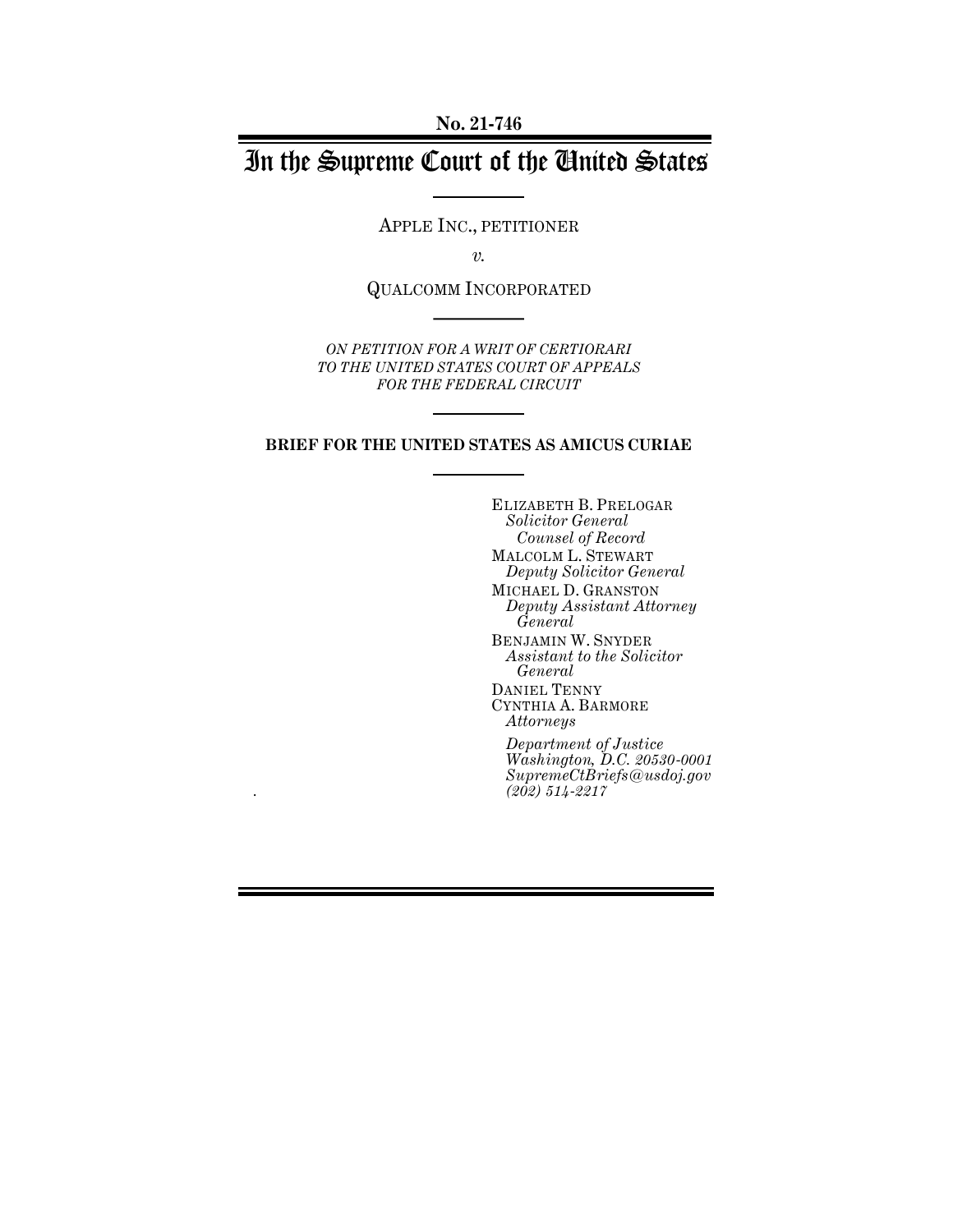No. 21-746

# In the Supreme Court of the United States

APPLE INC., PETITIONER

*v.*

QUALCOMM INCORPORATED

*ON PETITION FOR A WRIT OF CERTIORARI TO THE UNITED STATES COURT OF APPEALS FOR THE FEDERAL CIRCUIT*

**BRIEF FOR THE UNITED STATES AS AMICUS CURIAE**

ELIZABETH B. PRELOGAR
*Solicitor General*
*Counsel of Record*
MALCOLM L. STEWART
*Deputy Solicitor General*
MICHAEL D. GRANSTON
*Deputy Assistant Attorney General*
BENJAMIN W. SNYDER
*Assistant to the Solicitor General*
DANIEL TENNY
CYNTHIA A. BARMORE
*Attorneys*

*Department of Justice*
*Washington, D.C. 20530-0001*
*SupremeCtBriefs@usdoj.gov*
*(202) 514-2217*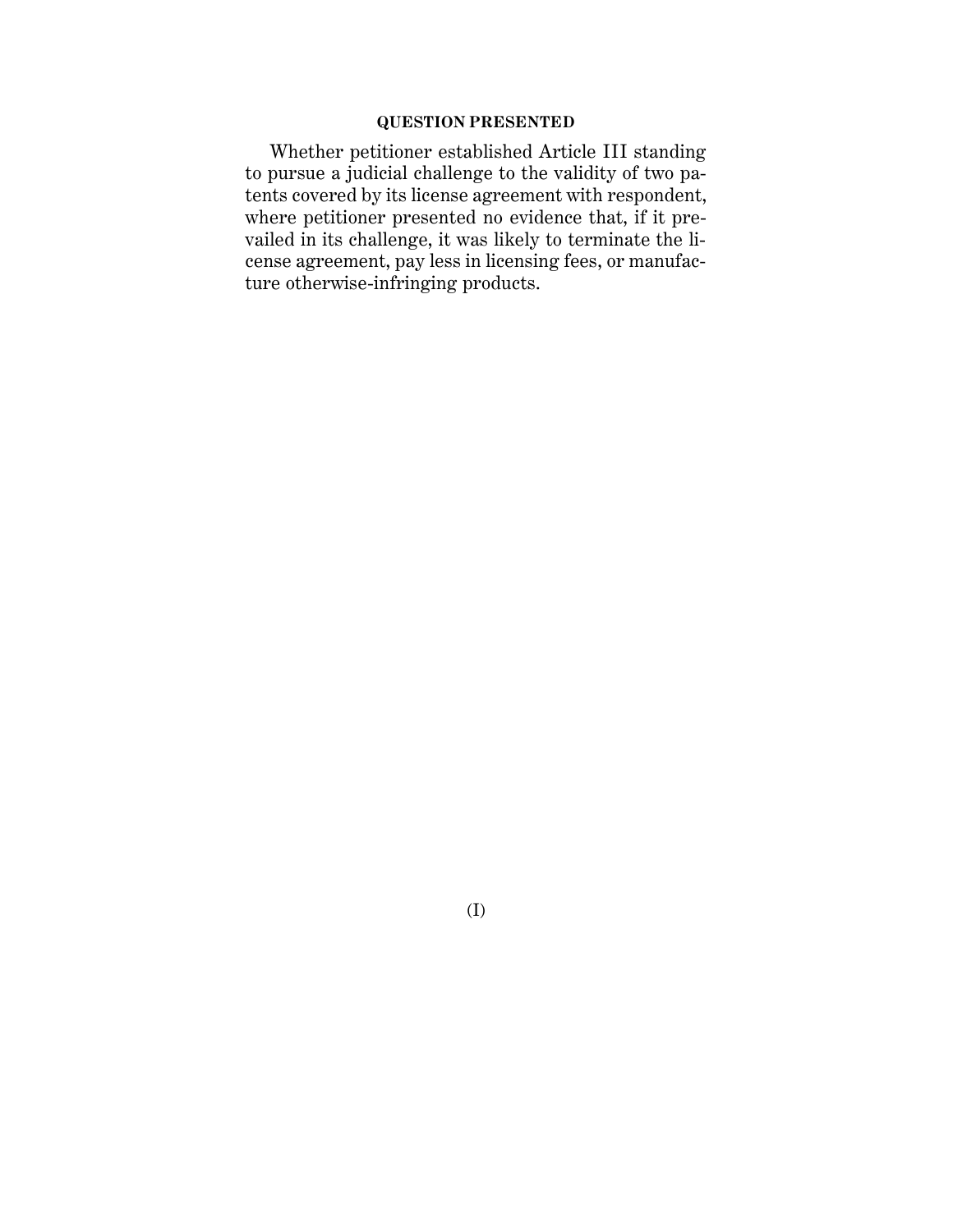## QUESTION PRESENTED

Whether petitioner established Article III standing to pursue a judicial challenge to the validity of two patents covered by its license agreement with respondent, where petitioner presented no evidence that, if it prevailed in its challenge, it was likely to terminate the license agreement, pay less in licensing fees, or manufacture otherwise-infringing products.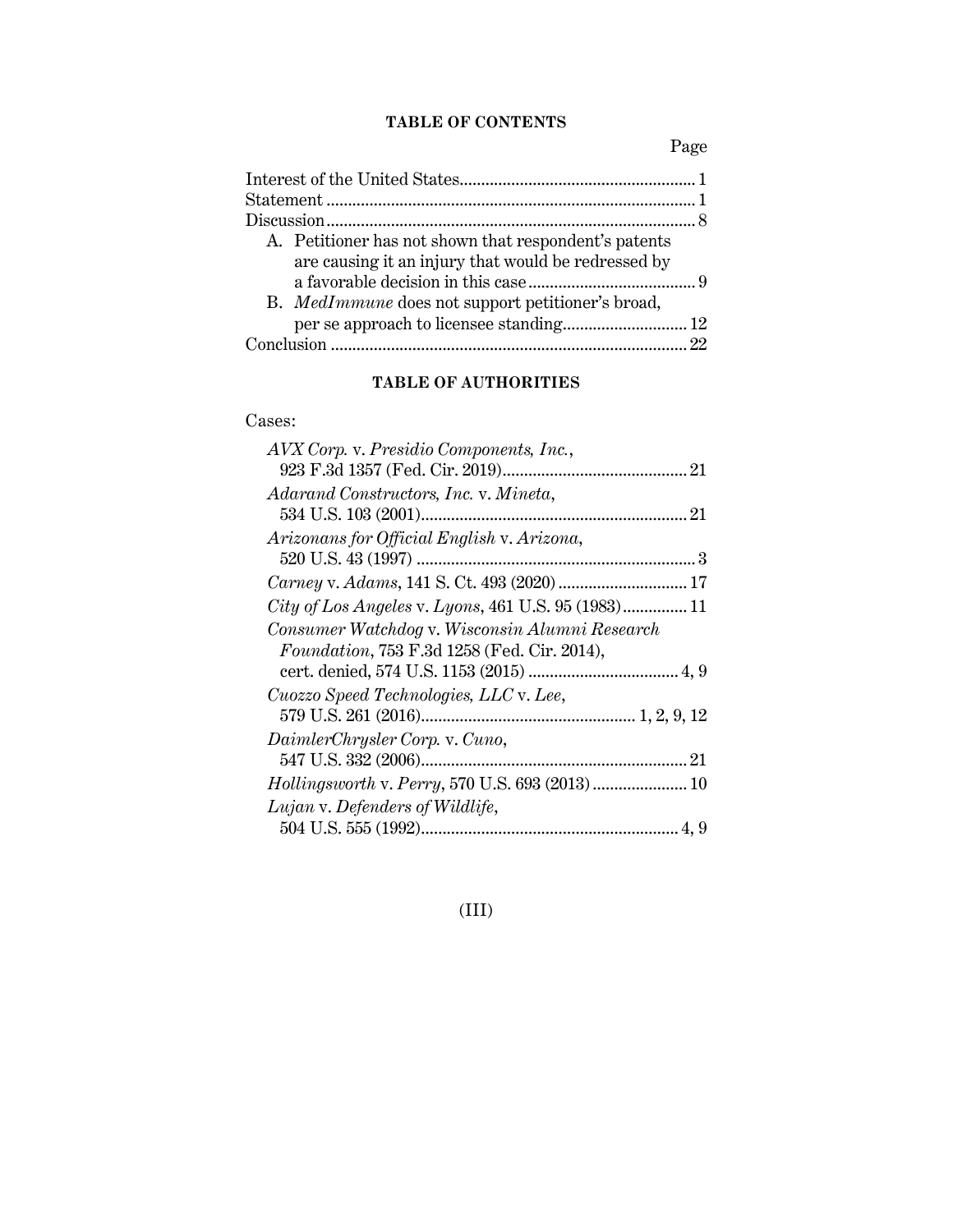## TABLE OF CONTENTS

| | Page |
|---|---|
| Interest of the United States | 1 |
| Statement | 1 |
| Discussion | 8 |
| A. Petitioner has not shown that respondent's patents are causing it an injury that would be redressed by a favorable decision in this case | 9 |
| B. *MedImmune* does not support petitioner's broad, per se approach to licensee standing | 12 |
| Conclusion | 22 |

## TABLE OF AUTHORITIES

Cases:

| | |
|---|---|
| *AVX Corp.* v. *Presidio Components, Inc.*, 923 F.3d 1357 (Fed. Cir. 2019) | 21 |
| *Adarand Constructors, Inc.* v. *Mineta*, 534 U.S. 103 (2001) | 21 |
| *Arizonans for Official English* v. *Arizona*, 520 U.S. 43 (1997) | 3 |
| *Carney* v. *Adams*, 141 S. Ct. 493 (2020) | 17 |
| *City of Los Angeles* v. *Lyons*, 461 U.S. 95 (1983) | 11 |
| *Consumer Watchdog* v. *Wisconsin Alumni Research Foundation*, 753 F.3d 1258 (Fed. Cir. 2014), cert. denied, 574 U.S. 1153 (2015) | 4, 9 |
| *Cuozzo Speed Technologies, LLC* v. *Lee*, 579 U.S. 261 (2016) | 1, 2, 9, 12 |
| *DaimlerChrysler Corp.* v. *Cuno*, 547 U.S. 332 (2006) | 21 |
| *Hollingsworth* v. *Perry*, 570 U.S. 693 (2013) | 10 |
| *Lujan* v. *Defenders of Wildlife*, 504 U.S. 555 (1992) | 4, 9 |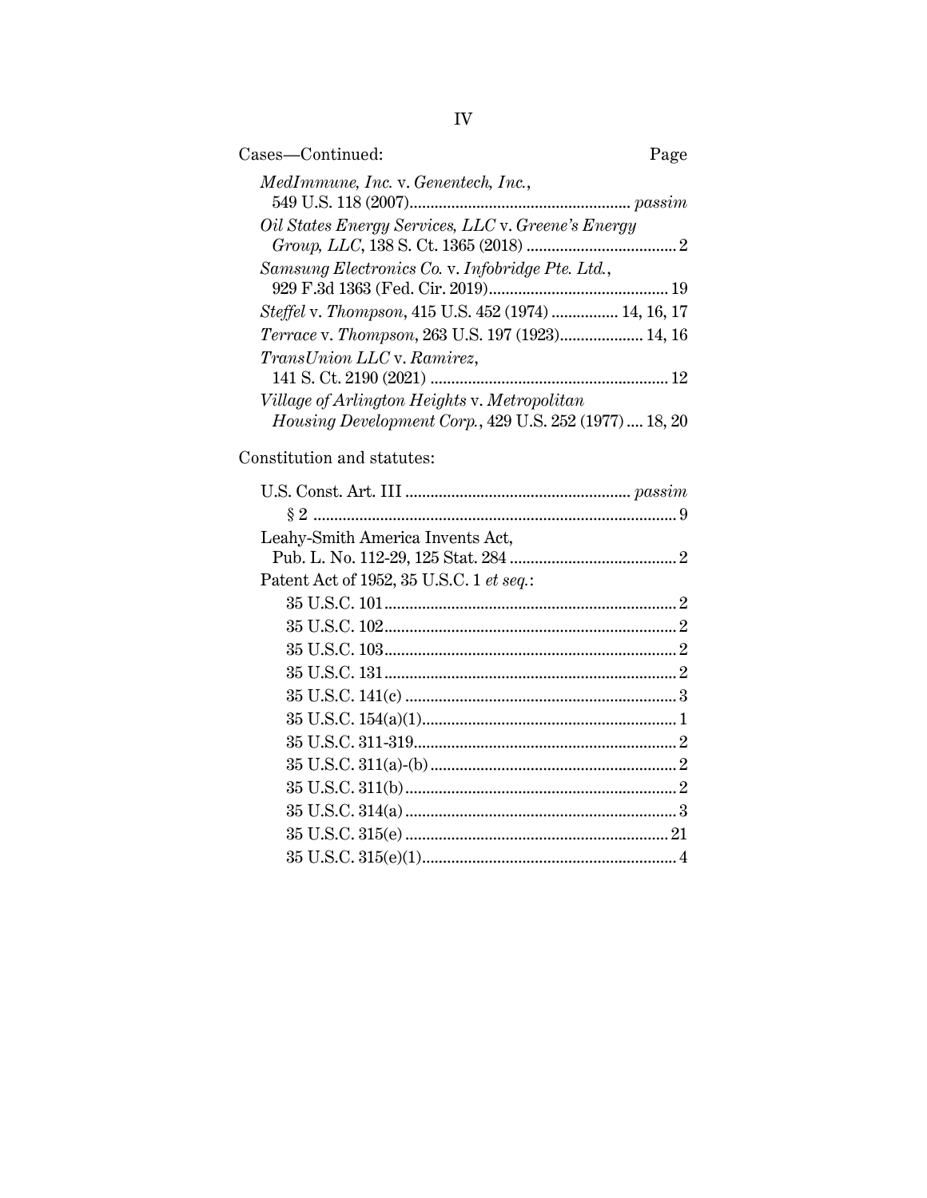Cases—Continued: Page

*MedImmune, Inc.* v. *Genentech, Inc.*, 549 U.S. 118 (2007) ... *passim*

*Oil States Energy Services, LLC* v. *Greene's Energy Group, LLC*, 138 S. Ct. 1365 (2018) ... 2

*Samsung Electronics Co.* v. *Infobridge Pte. Ltd.*, 929 F.3d 1363 (Fed. Cir. 2019) ... 19

*Steffel* v. *Thompson*, 415 U.S. 452 (1974) ... 14, 16, 17

*Terrace* v. *Thompson*, 263 U.S. 197 (1923) ... 14, 16

*TransUnion LLC* v. *Ramirez*, 141 S. Ct. 2190 (2021) ... 12

*Village of Arlington Heights* v. *Metropolitan Housing Development Corp.*, 429 U.S. 252 (1977) ... 18, 20

Constitution and statutes:

U.S. Const. Art. III ... *passim*

§ 2 ... 9

Leahy-Smith America Invents Act, Pub. L. No. 112-29, 125 Stat. 284 ... 2

Patent Act of 1952, 35 U.S.C. 1 *et seq.*:

35 U.S.C. 101 ... 2

35 U.S.C. 102 ... 2

35 U.S.C. 103 ... 2

35 U.S.C. 131 ... 2

35 U.S.C. 141(c) ... 3

35 U.S.C. 154(a)(1) ... 1

35 U.S.C. 311-319 ... 2

35 U.S.C. 311(a)-(b) ... 2

35 U.S.C. 311(b) ... 2

35 U.S.C. 314(a) ... 3

35 U.S.C. 315(e) ... 21

35 U.S.C. 315(e)(1) ... 4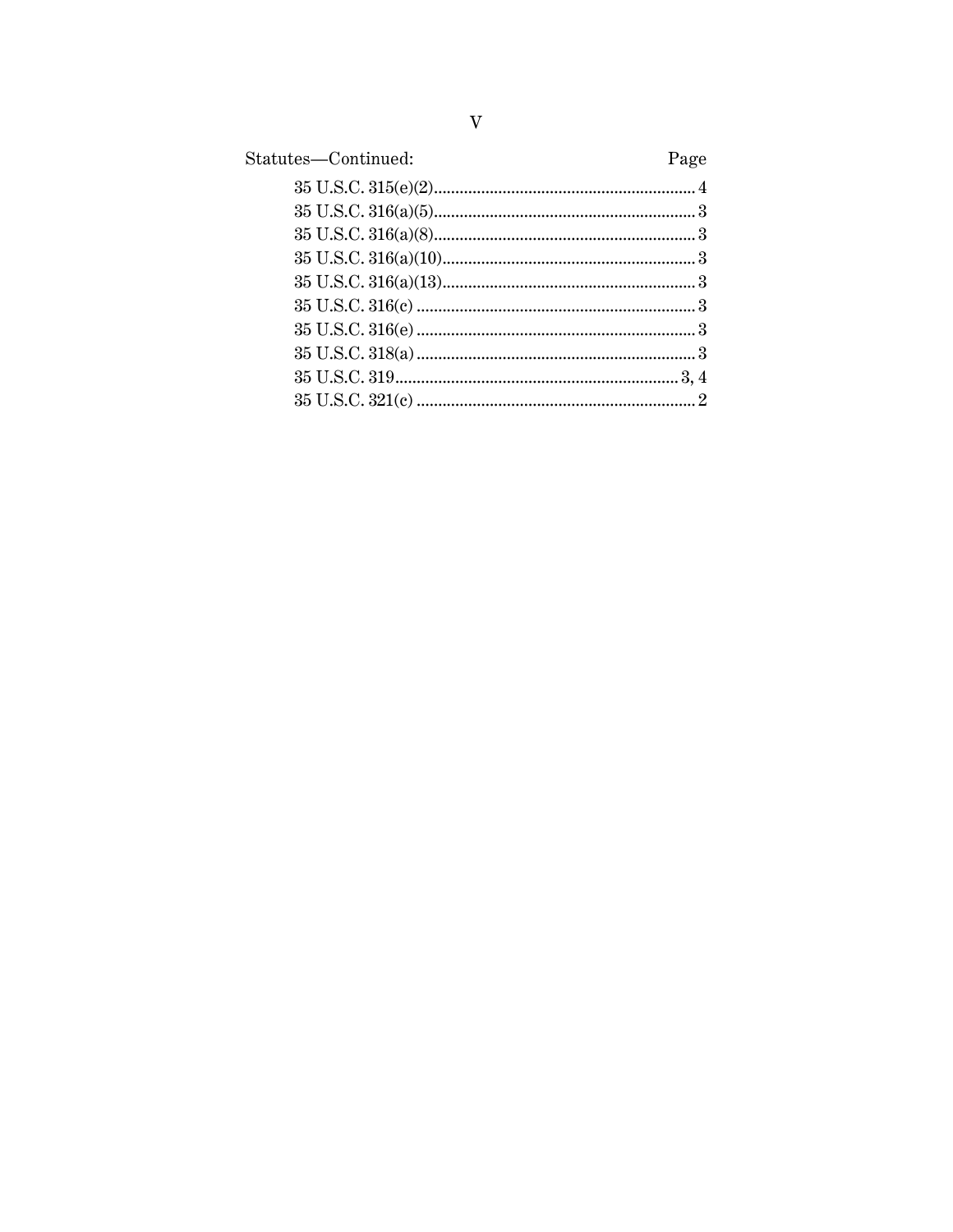| Statutes—Continued: | Page |
|---|---|
| 35 U.S.C. 315(e)(2) | 4 |
| 35 U.S.C. 316(a)(5) | 3 |
| 35 U.S.C. 316(a)(8) | 3 |
| 35 U.S.C. 316(a)(10) | 3 |
| 35 U.S.C. 316(a)(13) | 3 |
| 35 U.S.C. 316(c) | 3 |
| 35 U.S.C. 316(e) | 3 |
| 35 U.S.C. 318(a) | 3 |
| 35 U.S.C. 319 | 3, 4 |
| 35 U.S.C. 321(c) | 2 |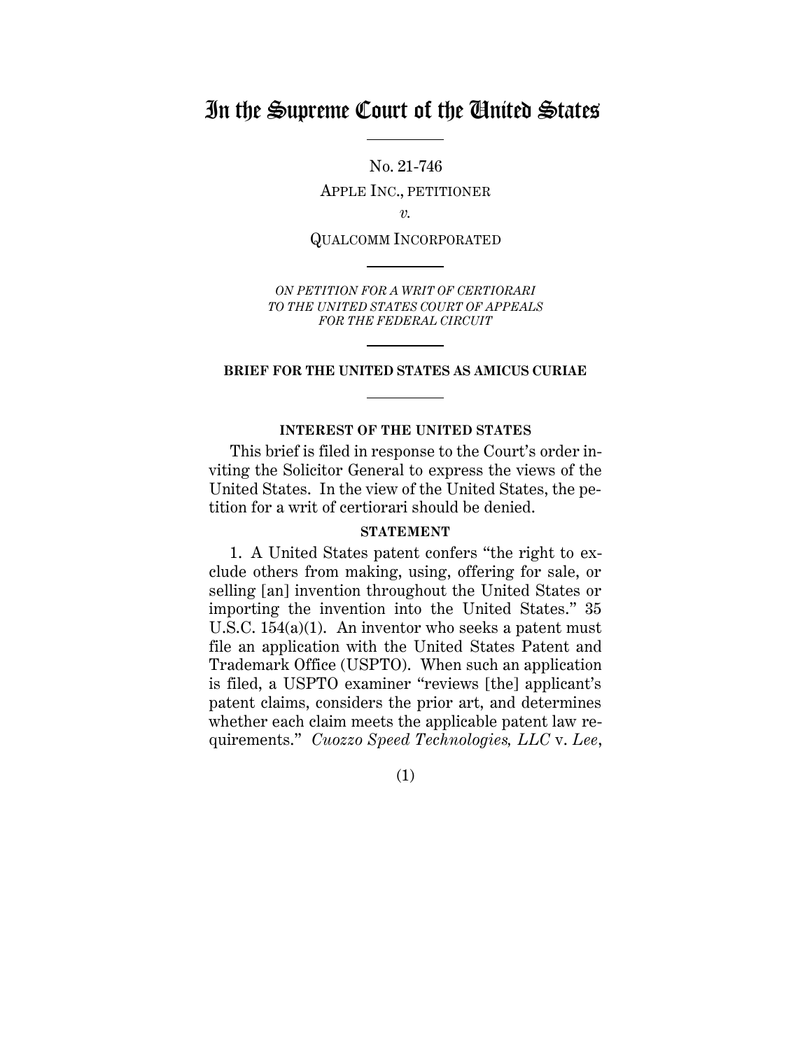# In the Supreme Court of the United States

No. 21-746

APPLE INC., PETITIONER

*v.*

QUALCOMM INCORPORATED

*ON PETITION FOR A WRIT OF CERTIORARI TO THE UNITED STATES COURT OF APPEALS FOR THE FEDERAL CIRCUIT*

**BRIEF FOR THE UNITED STATES AS AMICUS CURIAE**

**INTEREST OF THE UNITED STATES**

This brief is filed in response to the Court's order inviting the Solicitor General to express the views of the United States. In the view of the United States, the petition for a writ of certiorari should be denied.

**STATEMENT**

1. A United States patent confers "the right to exclude others from making, using, offering for sale, or selling [an] invention throughout the United States or importing the invention into the United States." 35 U.S.C. 154(a)(1). An inventor who seeks a patent must file an application with the United States Patent and Trademark Office (USPTO). When such an application is filed, a USPTO examiner "reviews [the] applicant's patent claims, considers the prior art, and determines whether each claim meets the applicable patent law requirements." *Cuozzo Speed Technologies, LLC* v. *Lee*,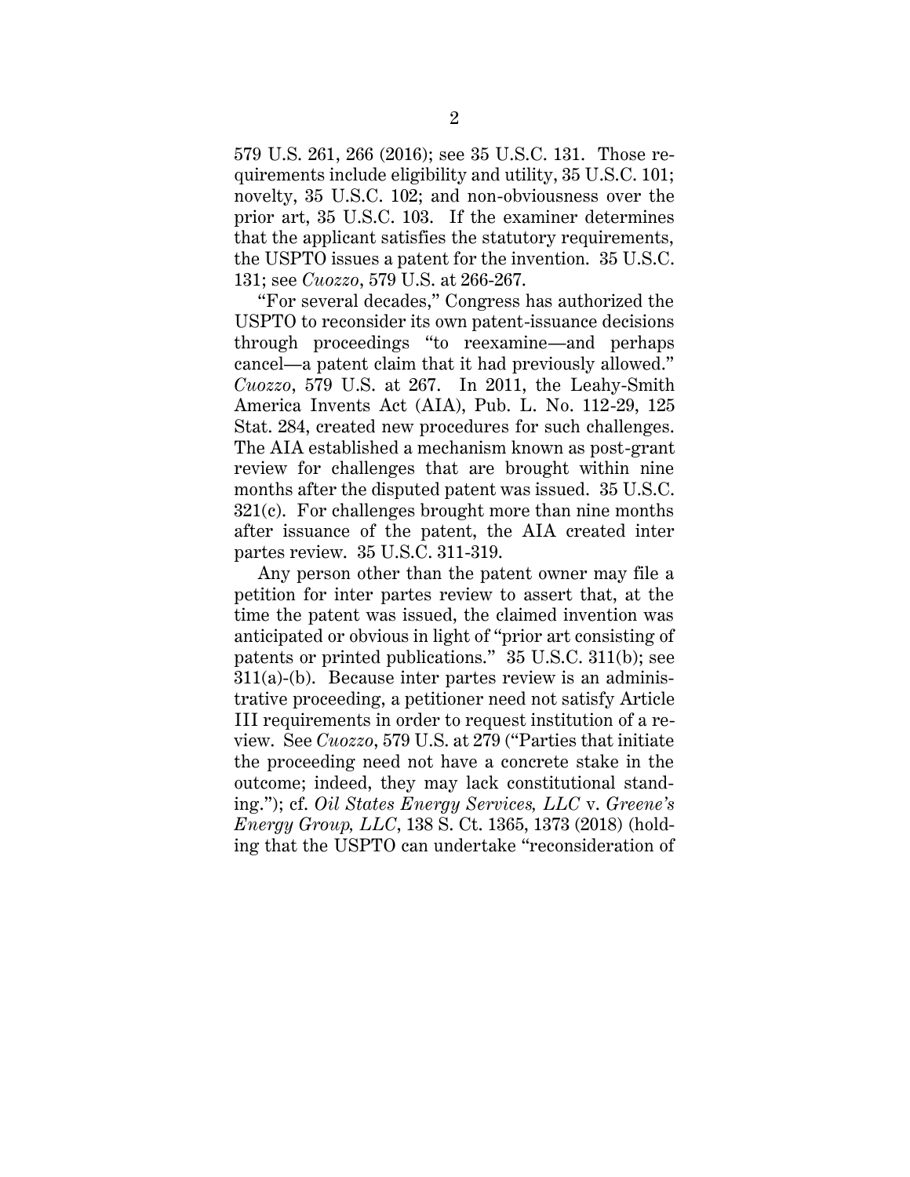579 U.S. 261, 266 (2016); see 35 U.S.C. 131. Those requirements include eligibility and utility, 35 U.S.C. 101; novelty, 35 U.S.C. 102; and non-obviousness over the prior art, 35 U.S.C. 103. If the examiner determines that the applicant satisfies the statutory requirements, the USPTO issues a patent for the invention. 35 U.S.C. 131; see *Cuozzo*, 579 U.S. at 266-267.

"For several decades," Congress has authorized the USPTO to reconsider its own patent-issuance decisions through proceedings "to reexamine—and perhaps cancel—a patent claim that it had previously allowed." *Cuozzo*, 579 U.S. at 267. In 2011, the Leahy-Smith America Invents Act (AIA), Pub. L. No. 112-29, 125 Stat. 284, created new procedures for such challenges. The AIA established a mechanism known as post-grant review for challenges that are brought within nine months after the disputed patent was issued. 35 U.S.C. 321(c). For challenges brought more than nine months after issuance of the patent, the AIA created inter partes review. 35 U.S.C. 311-319.

Any person other than the patent owner may file a petition for inter partes review to assert that, at the time the patent was issued, the claimed invention was anticipated or obvious in light of "prior art consisting of patents or printed publications." 35 U.S.C. 311(b); see 311(a)-(b). Because inter partes review is an administrative proceeding, a petitioner need not satisfy Article III requirements in order to request institution of a review. See *Cuozzo*, 579 U.S. at 279 ("Parties that initiate the proceeding need not have a concrete stake in the outcome; indeed, they may lack constitutional standing."); cf. *Oil States Energy Services, LLC* v. *Greene's Energy Group, LLC*, 138 S. Ct. 1365, 1373 (2018) (holding that the USPTO can undertake "reconsideration of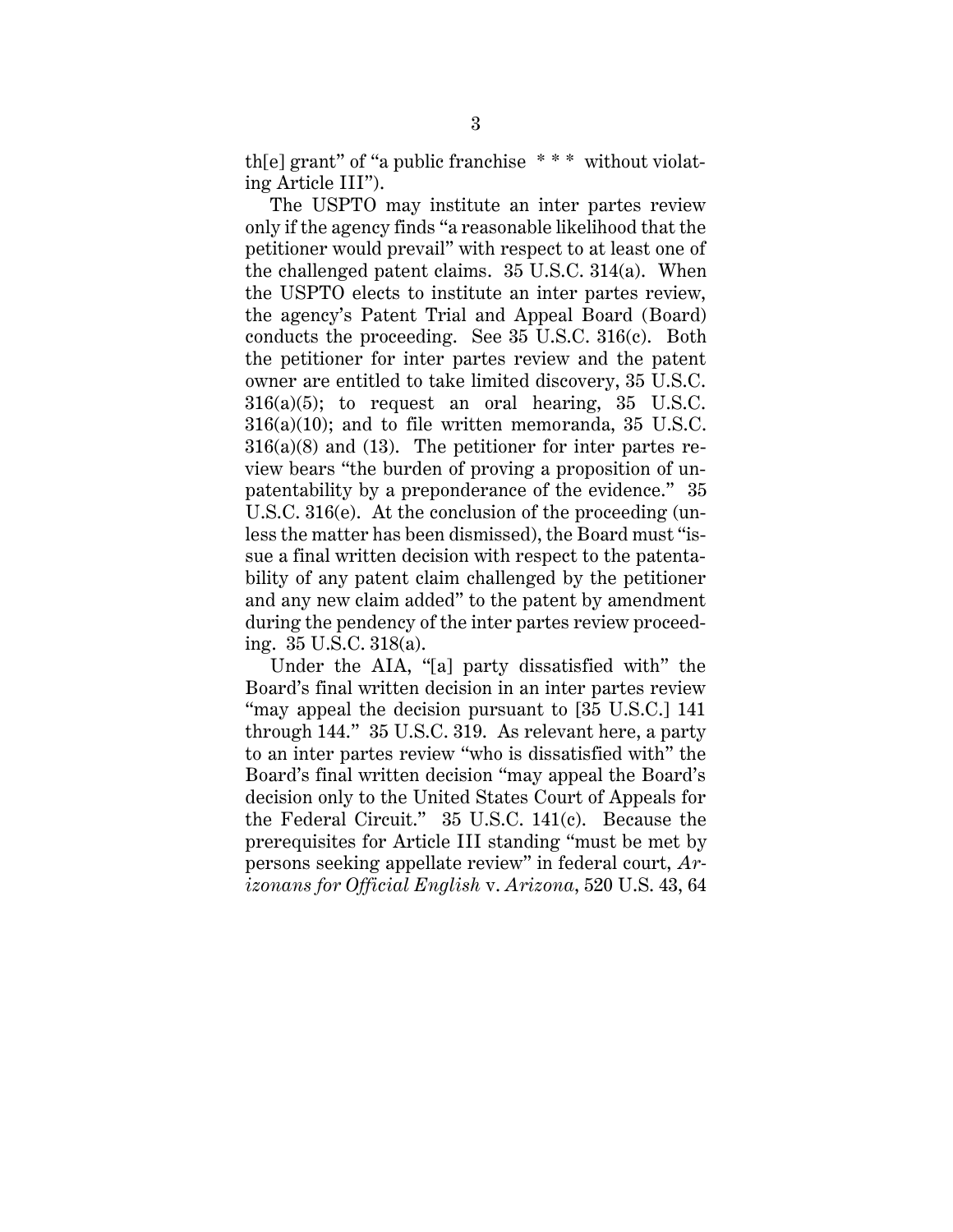th[e] grant" of "a public franchise * * * without violating Article III").

The USPTO may institute an inter partes review only if the agency finds "a reasonable likelihood that the petitioner would prevail" with respect to at least one of the challenged patent claims. 35 U.S.C. 314(a). When the USPTO elects to institute an inter partes review, the agency's Patent Trial and Appeal Board (Board) conducts the proceeding. See 35 U.S.C. 316(c). Both the petitioner for inter partes review and the patent owner are entitled to take limited discovery, 35 U.S.C. 316(a)(5); to request an oral hearing, 35 U.S.C. 316(a)(10); and to file written memoranda, 35 U.S.C. 316(a)(8) and (13). The petitioner for inter partes review bears "the burden of proving a proposition of unpatentability by a preponderance of the evidence." 35 U.S.C. 316(e). At the conclusion of the proceeding (unless the matter has been dismissed), the Board must "issue a final written decision with respect to the patentability of any patent claim challenged by the petitioner and any new claim added" to the patent by amendment during the pendency of the inter partes review proceeding. 35 U.S.C. 318(a).

Under the AIA, "[a] party dissatisfied with" the Board's final written decision in an inter partes review "may appeal the decision pursuant to [35 U.S.C.] 141 through 144." 35 U.S.C. 319. As relevant here, a party to an inter partes review "who is dissatisfied with" the Board's final written decision "may appeal the Board's decision only to the United States Court of Appeals for the Federal Circuit." 35 U.S.C. 141(c). Because the prerequisites for Article III standing "must be met by persons seeking appellate review" in federal court, *Arizonans for Official English* v. *Arizona*, 520 U.S. 43, 64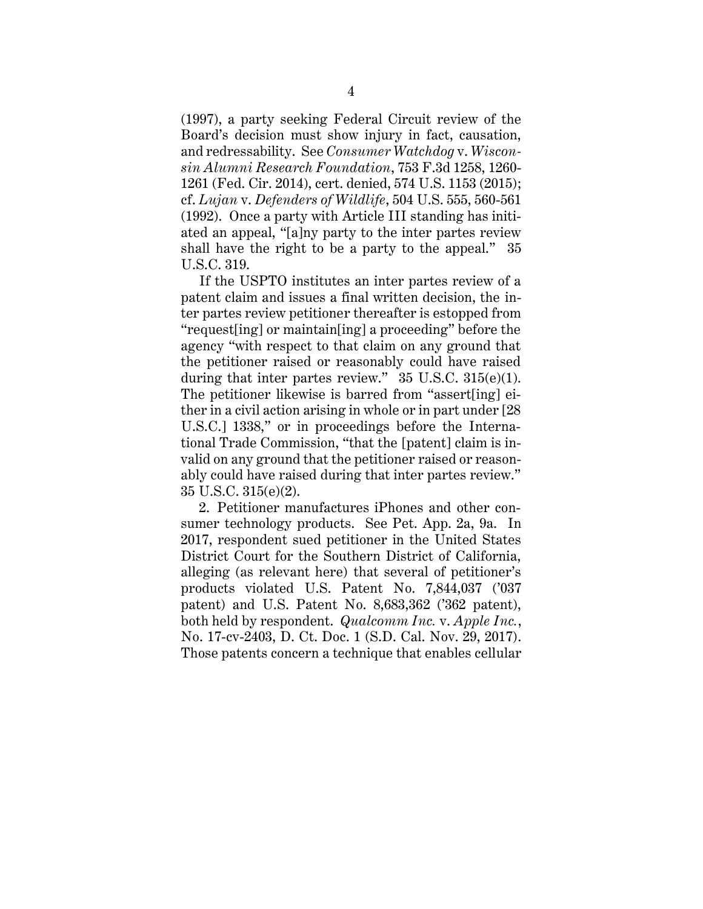(1997), a party seeking Federal Circuit review of the Board's decision must show injury in fact, causation, and redressability. See *Consumer Watchdog* v. *Wisconsin Alumni Research Foundation*, 753 F.3d 1258, 1260-1261 (Fed. Cir. 2014), cert. denied, 574 U.S. 1153 (2015); cf. *Lujan* v. *Defenders of Wildlife*, 504 U.S. 555, 560-561 (1992). Once a party with Article III standing has initiated an appeal, "[a]ny party to the inter partes review shall have the right to be a party to the appeal." 35 U.S.C. 319.

If the USPTO institutes an inter partes review of a patent claim and issues a final written decision, the inter partes review petitioner thereafter is estopped from "request[ing] or maintain[ing] a proceeding" before the agency "with respect to that claim on any ground that the petitioner raised or reasonably could have raised during that inter partes review." 35 U.S.C. 315(e)(1). The petitioner likewise is barred from "assert[ing] either in a civil action arising in whole or in part under [28 U.S.C.] 1338," or in proceedings before the International Trade Commission, "that the [patent] claim is invalid on any ground that the petitioner raised or reasonably could have raised during that inter partes review." 35 U.S.C. 315(e)(2).

2. Petitioner manufactures iPhones and other consumer technology products. See Pet. App. 2a, 9a. In 2017, respondent sued petitioner in the United States District Court for the Southern District of California, alleging (as relevant here) that several of petitioner's products violated U.S. Patent No. 7,844,037 ('037 patent) and U.S. Patent No. 8,683,362 ('362 patent), both held by respondent. *Qualcomm Inc.* v. *Apple Inc.*, No. 17-cv-2403, D. Ct. Doc. 1 (S.D. Cal. Nov. 29, 2017). Those patents concern a technique that enables cellular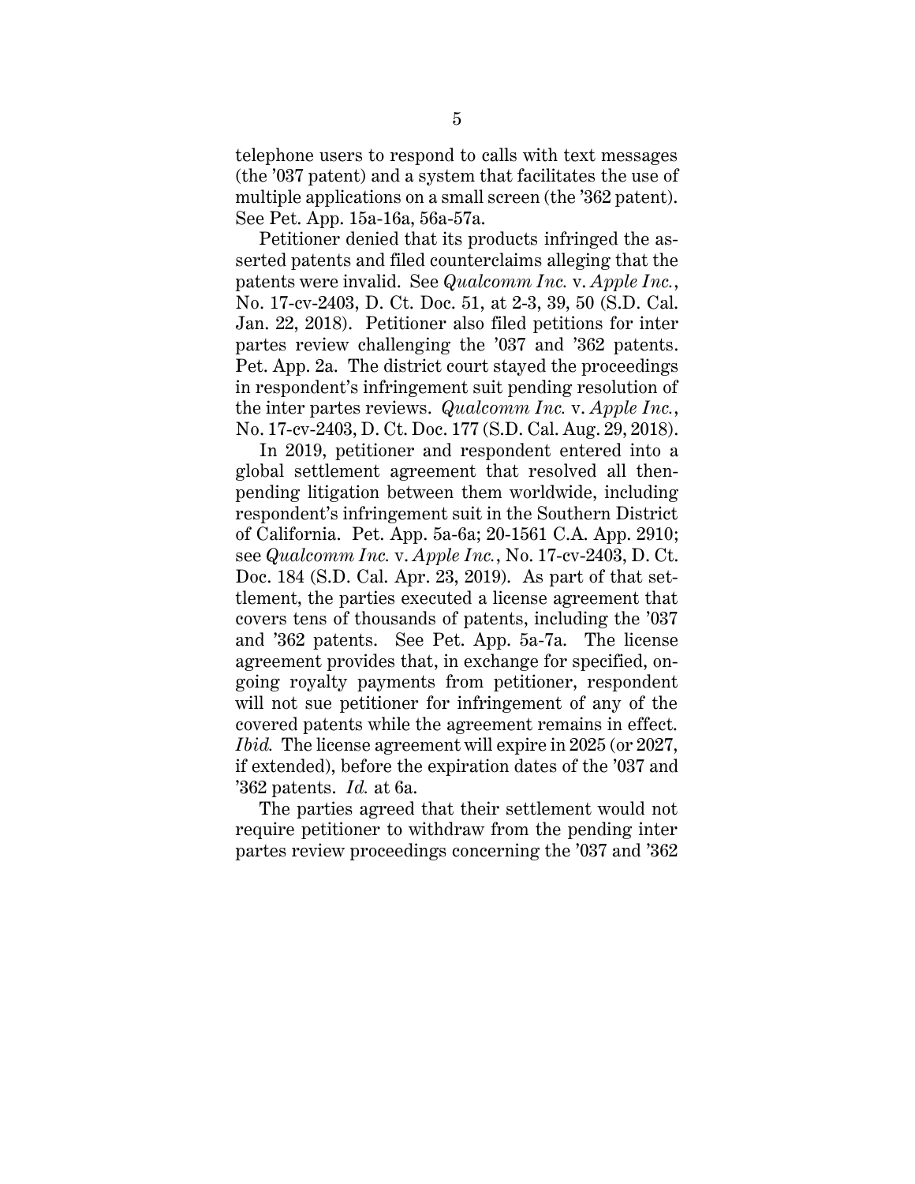telephone users to respond to calls with text messages (the '037 patent) and a system that facilitates the use of multiple applications on a small screen (the '362 patent). See Pet. App. 15a-16a, 56a-57a.

Petitioner denied that its products infringed the asserted patents and filed counterclaims alleging that the patents were invalid. See *Qualcomm Inc.* v. *Apple Inc.*, No. 17-cv-2403, D. Ct. Doc. 51, at 2-3, 39, 50 (S.D. Cal. Jan. 22, 2018). Petitioner also filed petitions for inter partes review challenging the '037 and '362 patents. Pet. App. 2a. The district court stayed the proceedings in respondent's infringement suit pending resolution of the inter partes reviews. *Qualcomm Inc.* v. *Apple Inc.*, No. 17-cv-2403, D. Ct. Doc. 177 (S.D. Cal. Aug. 29, 2018).

In 2019, petitioner and respondent entered into a global settlement agreement that resolved all then-pending litigation between them worldwide, including respondent's infringement suit in the Southern District of California. Pet. App. 5a-6a; 20-1561 C.A. App. 2910; see *Qualcomm Inc.* v. *Apple Inc.*, No. 17-cv-2403, D. Ct. Doc. 184 (S.D. Cal. Apr. 23, 2019). As part of that settlement, the parties executed a license agreement that covers tens of thousands of patents, including the '037 and '362 patents. See Pet. App. 5a-7a. The license agreement provides that, in exchange for specified, ongoing royalty payments from petitioner, respondent will not sue petitioner for infringement of any of the covered patents while the agreement remains in effect. *Ibid.* The license agreement will expire in 2025 (or 2027, if extended), before the expiration dates of the '037 and '362 patents. *Id.* at 6a.

The parties agreed that their settlement would not require petitioner to withdraw from the pending inter partes review proceedings concerning the '037 and '362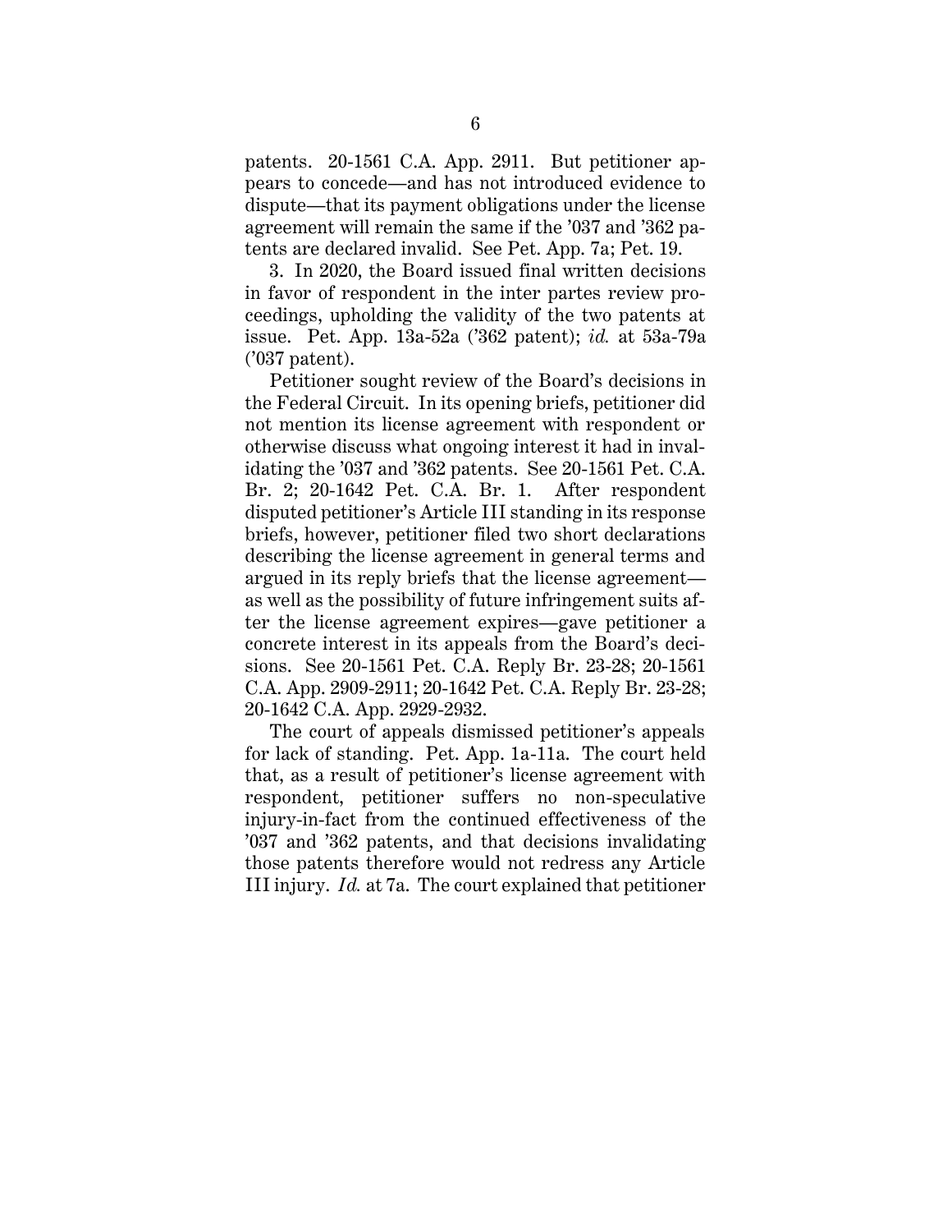patents. 20-1561 C.A. App. 2911. But petitioner appears to concede—and has not introduced evidence to dispute—that its payment obligations under the license agreement will remain the same if the '037 and '362 patents are declared invalid. See Pet. App. 7a; Pet. 19.

3. In 2020, the Board issued final written decisions in favor of respondent in the inter partes review proceedings, upholding the validity of the two patents at issue. Pet. App. 13a-52a ('362 patent); *id.* at 53a-79a ('037 patent).

Petitioner sought review of the Board's decisions in the Federal Circuit. In its opening briefs, petitioner did not mention its license agreement with respondent or otherwise discuss what ongoing interest it had in invalidating the '037 and '362 patents. See 20-1561 Pet. C.A. Br. 2; 20-1642 Pet. C.A. Br. 1. After respondent disputed petitioner's Article III standing in its response briefs, however, petitioner filed two short declarations describing the license agreement in general terms and argued in its reply briefs that the license agreement—as well as the possibility of future infringement suits after the license agreement expires—gave petitioner a concrete interest in its appeals from the Board's decisions. See 20-1561 Pet. C.A. Reply Br. 23-28; 20-1561 C.A. App. 2909-2911; 20-1642 Pet. C.A. Reply Br. 23-28; 20-1642 C.A. App. 2929-2932.

The court of appeals dismissed petitioner's appeals for lack of standing. Pet. App. 1a-11a. The court held that, as a result of petitioner's license agreement with respondent, petitioner suffers no non-speculative injury-in-fact from the continued effectiveness of the '037 and '362 patents, and that decisions invalidating those patents therefore would not redress any Article III injury. *Id.* at 7a. The court explained that petitioner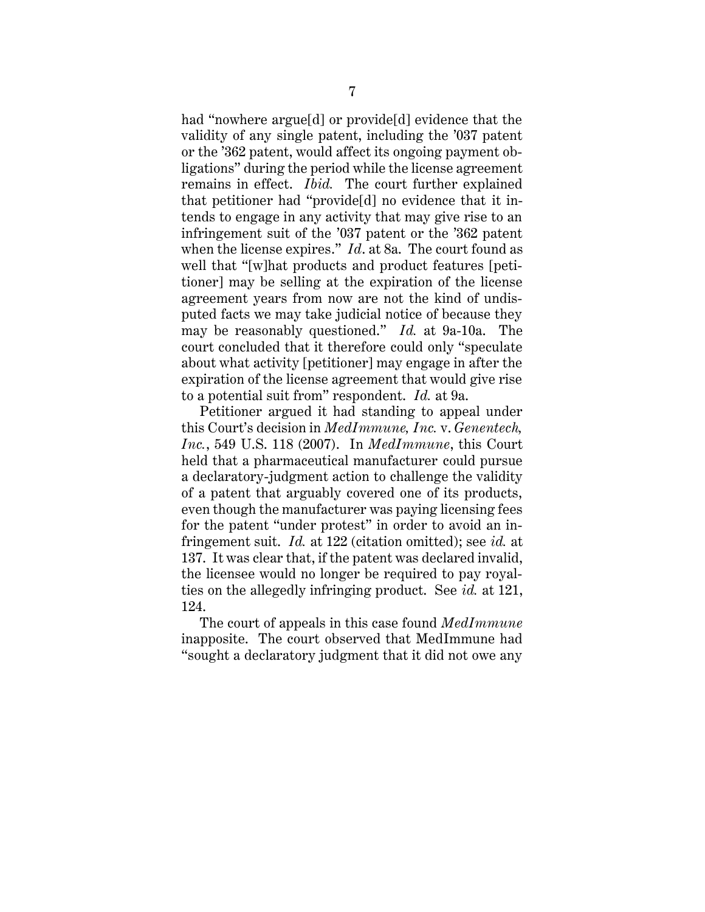had "nowhere argue[d] or provide[d] evidence that the validity of any single patent, including the '037 patent or the '362 patent, would affect its ongoing payment obligations" during the period while the license agreement remains in effect. *Ibid.* The court further explained that petitioner had "provide[d] no evidence that it intends to engage in any activity that may give rise to an infringement suit of the '037 patent or the '362 patent when the license expires." *Id*. at 8a. The court found as well that "[w]hat products and product features [petitioner] may be selling at the expiration of the license agreement years from now are not the kind of undisputed facts we may take judicial notice of because they may be reasonably questioned." *Id.* at 9a-10a. The court concluded that it therefore could only "speculate about what activity [petitioner] may engage in after the expiration of the license agreement that would give rise to a potential suit from" respondent. *Id.* at 9a.

Petitioner argued it had standing to appeal under this Court's decision in *MedImmune, Inc.* v. *Genentech, Inc.*, 549 U.S. 118 (2007). In *MedImmune*, this Court held that a pharmaceutical manufacturer could pursue a declaratory-judgment action to challenge the validity of a patent that arguably covered one of its products, even though the manufacturer was paying licensing fees for the patent "under protest" in order to avoid an infringement suit. *Id.* at 122 (citation omitted); see *id.* at 137. It was clear that, if the patent was declared invalid, the licensee would no longer be required to pay royalties on the allegedly infringing product. See *id.* at 121, 124.

The court of appeals in this case found *MedImmune* inapposite. The court observed that MedImmune had "sought a declaratory judgment that it did not owe any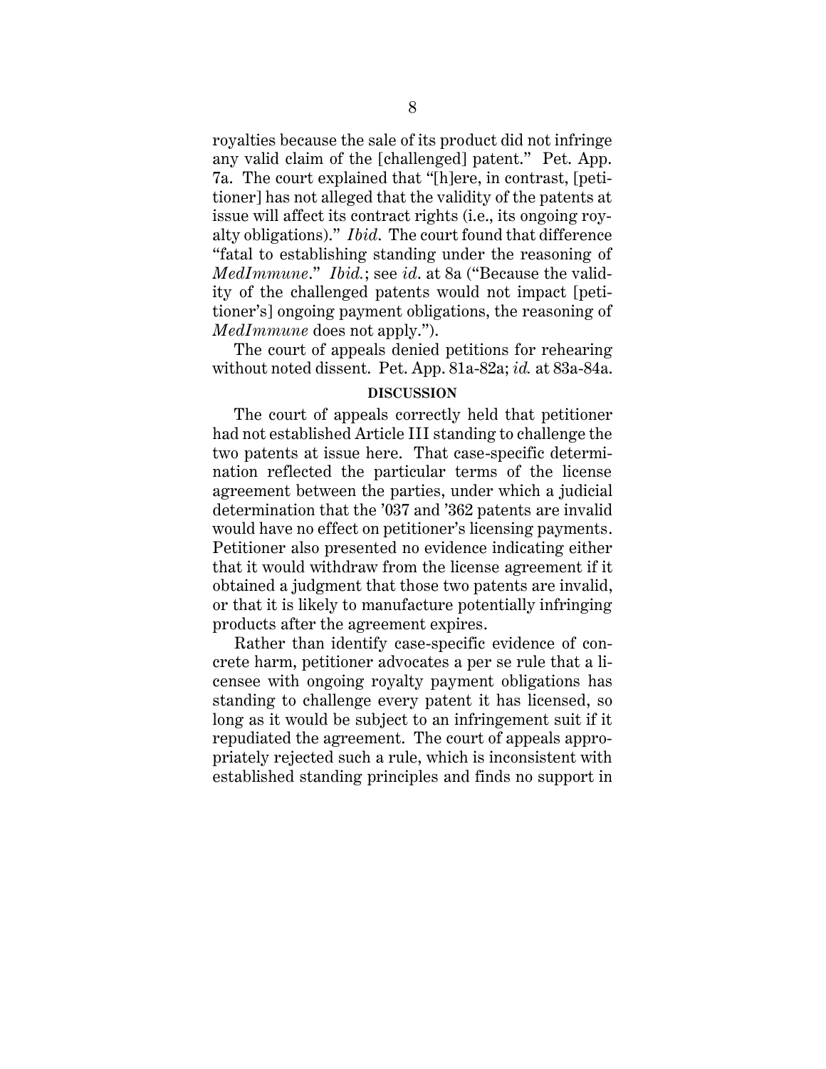royalties because the sale of its product did not infringe any valid claim of the [challenged] patent." Pet. App. 7a. The court explained that "[h]ere, in contrast, [petitioner] has not alleged that the validity of the patents at issue will affect its contract rights (i.e., its ongoing royalty obligations)." *Ibid.* The court found that difference "fatal to establishing standing under the reasoning of *MedImmune*." *Ibid.*; see *id.* at 8a ("Because the validity of the challenged patents would not impact [petitioner's] ongoing payment obligations, the reasoning of *MedImmune* does not apply.").

The court of appeals denied petitions for rehearing without noted dissent. Pet. App. 81a-82a; *id.* at 83a-84a.

## DISCUSSION

The court of appeals correctly held that petitioner had not established Article III standing to challenge the two patents at issue here. That case-specific determination reflected the particular terms of the license agreement between the parties, under which a judicial determination that the '037 and '362 patents are invalid would have no effect on petitioner's licensing payments. Petitioner also presented no evidence indicating either that it would withdraw from the license agreement if it obtained a judgment that those two patents are invalid, or that it is likely to manufacture potentially infringing products after the agreement expires.

Rather than identify case-specific evidence of concrete harm, petitioner advocates a per se rule that a licensee with ongoing royalty payment obligations has standing to challenge every patent it has licensed, so long as it would be subject to an infringement suit if it repudiated the agreement. The court of appeals appropriately rejected such a rule, which is inconsistent with established standing principles and finds no support in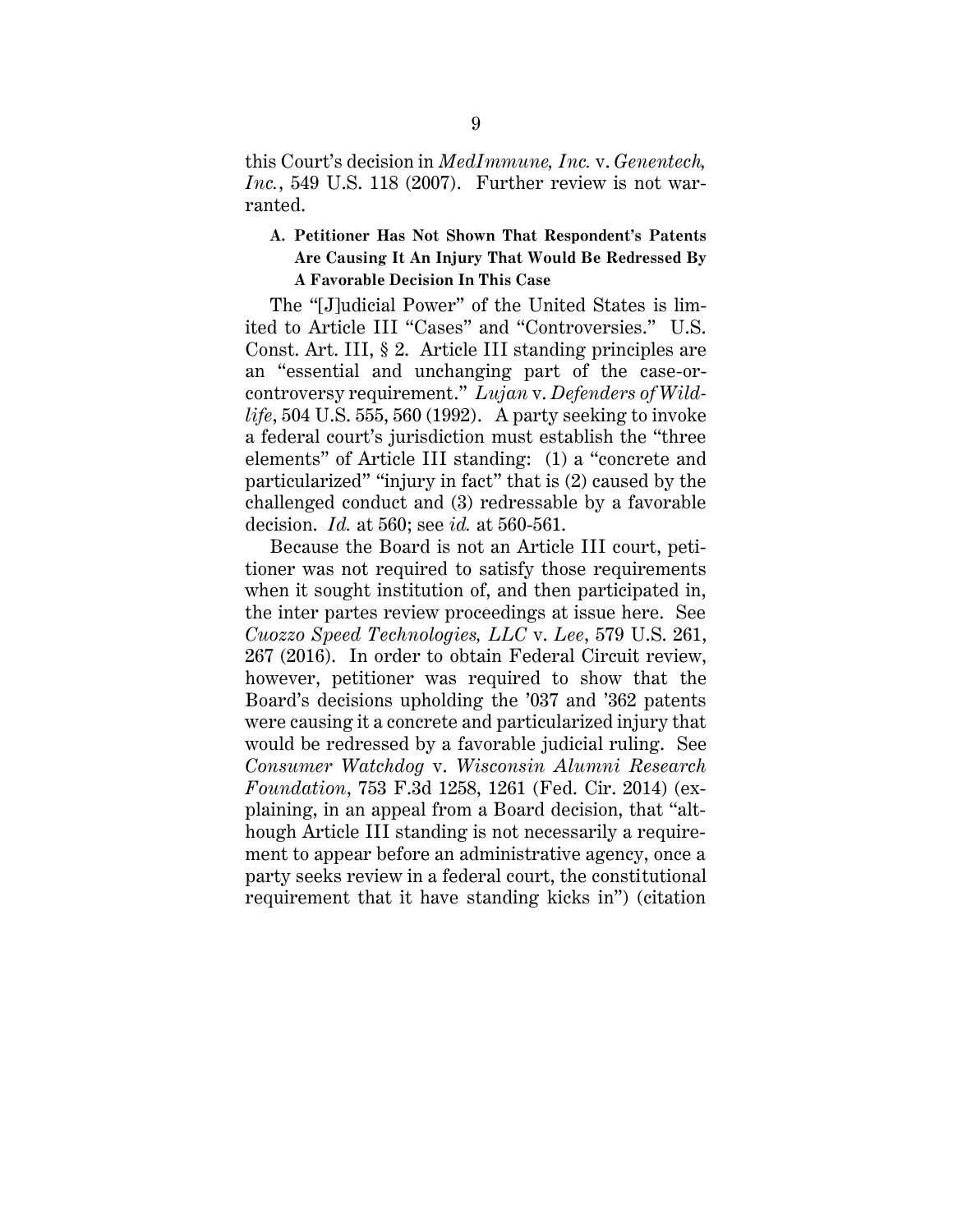this Court's decision in *MedImmune, Inc.* v. *Genentech, Inc.*, 549 U.S. 118 (2007). Further review is not warranted.

### A. Petitioner Has Not Shown That Respondent's Patents Are Causing It An Injury That Would Be Redressed By A Favorable Decision In This Case

The "[J]udicial Power" of the United States is limited to Article III "Cases" and "Controversies." U.S. Const. Art. III, § 2. Article III standing principles are an "essential and unchanging part of the case-or-controversy requirement." *Lujan* v. *Defenders of Wildlife*, 504 U.S. 555, 560 (1992). A party seeking to invoke a federal court's jurisdiction must establish the "three elements" of Article III standing: (1) a "concrete and particularized" "injury in fact" that is (2) caused by the challenged conduct and (3) redressable by a favorable decision. *Id.* at 560; see *id.* at 560-561.

Because the Board is not an Article III court, petitioner was not required to satisfy those requirements when it sought institution of, and then participated in, the inter partes review proceedings at issue here. See *Cuozzo Speed Technologies, LLC* v. *Lee*, 579 U.S. 261, 267 (2016). In order to obtain Federal Circuit review, however, petitioner was required to show that the Board's decisions upholding the '037 and '362 patents were causing it a concrete and particularized injury that would be redressed by a favorable judicial ruling. See *Consumer Watchdog* v. *Wisconsin Alumni Research Foundation*, 753 F.3d 1258, 1261 (Fed. Cir. 2014) (explaining, in an appeal from a Board decision, that "although Article III standing is not necessarily a requirement to appear before an administrative agency, once a party seeks review in a federal court, the constitutional requirement that it have standing kicks in") (citation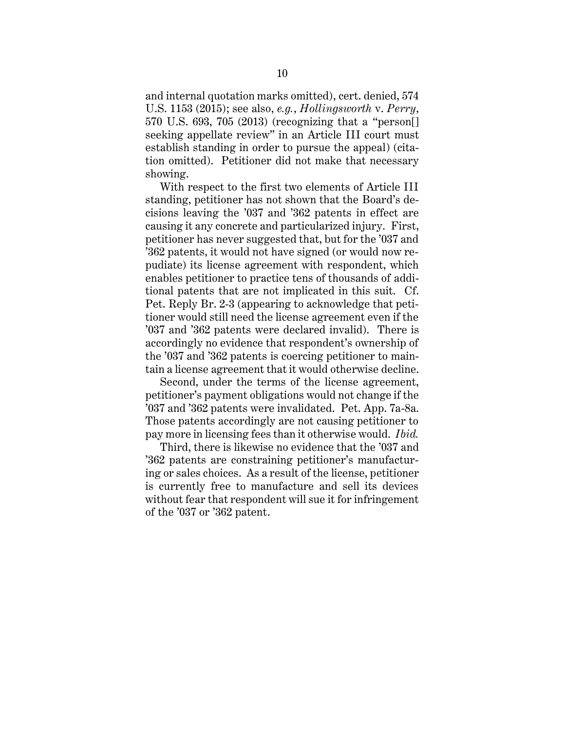and internal quotation marks omitted), cert. denied, 574 U.S. 1153 (2015); see also, *e.g.*, *Hollingsworth* v. *Perry*, 570 U.S. 693, 705 (2013) (recognizing that a "person[] seeking appellate review" in an Article III court must establish standing in order to pursue the appeal) (citation omitted). Petitioner did not make that necessary showing.

With respect to the first two elements of Article III standing, petitioner has not shown that the Board's decisions leaving the '037 and '362 patents in effect are causing it any concrete and particularized injury. First, petitioner has never suggested that, but for the '037 and '362 patents, it would not have signed (or would now repudiate) its license agreement with respondent, which enables petitioner to practice tens of thousands of additional patents that are not implicated in this suit. Cf. Pet. Reply Br. 2-3 (appearing to acknowledge that petitioner would still need the license agreement even if the '037 and '362 patents were declared invalid). There is accordingly no evidence that respondent's ownership of the '037 and '362 patents is coercing petitioner to maintain a license agreement that it would otherwise decline.

Second, under the terms of the license agreement, petitioner's payment obligations would not change if the '037 and '362 patents were invalidated. Pet. App. 7a-8a. Those patents accordingly are not causing petitioner to pay more in licensing fees than it otherwise would. *Ibid.*

Third, there is likewise no evidence that the '037 and '362 patents are constraining petitioner's manufacturing or sales choices. As a result of the license, petitioner is currently free to manufacture and sell its devices without fear that respondent will sue it for infringement of the '037 or '362 patent.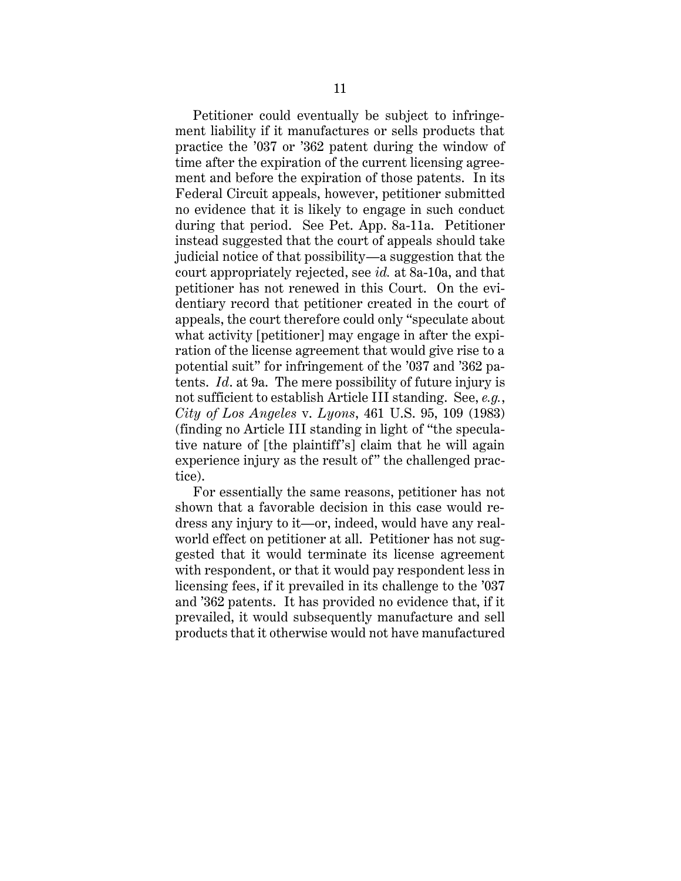Petitioner could eventually be subject to infringement liability if it manufactures or sells products that practice the '037 or '362 patent during the window of time after the expiration of the current licensing agreement and before the expiration of those patents. In its Federal Circuit appeals, however, petitioner submitted no evidence that it is likely to engage in such conduct during that period. See Pet. App. 8a-11a. Petitioner instead suggested that the court of appeals should take judicial notice of that possibility—a suggestion that the court appropriately rejected, see *id.* at 8a-10a, and that petitioner has not renewed in this Court. On the evidentiary record that petitioner created in the court of appeals, the court therefore could only "speculate about what activity [petitioner] may engage in after the expiration of the license agreement that would give rise to a potential suit" for infringement of the '037 and '362 patents. *Id*. at 9a. The mere possibility of future injury is not sufficient to establish Article III standing. See, *e.g.*, *City of Los Angeles* v. *Lyons*, 461 U.S. 95, 109 (1983) (finding no Article III standing in light of "the speculative nature of [the plaintiff's] claim that he will again experience injury as the result of" the challenged practice).

For essentially the same reasons, petitioner has not shown that a favorable decision in this case would redress any injury to it—or, indeed, would have any real-world effect on petitioner at all. Petitioner has not suggested that it would terminate its license agreement with respondent, or that it would pay respondent less in licensing fees, if it prevailed in its challenge to the '037 and '362 patents. It has provided no evidence that, if it prevailed, it would subsequently manufacture and sell products that it otherwise would not have manufactured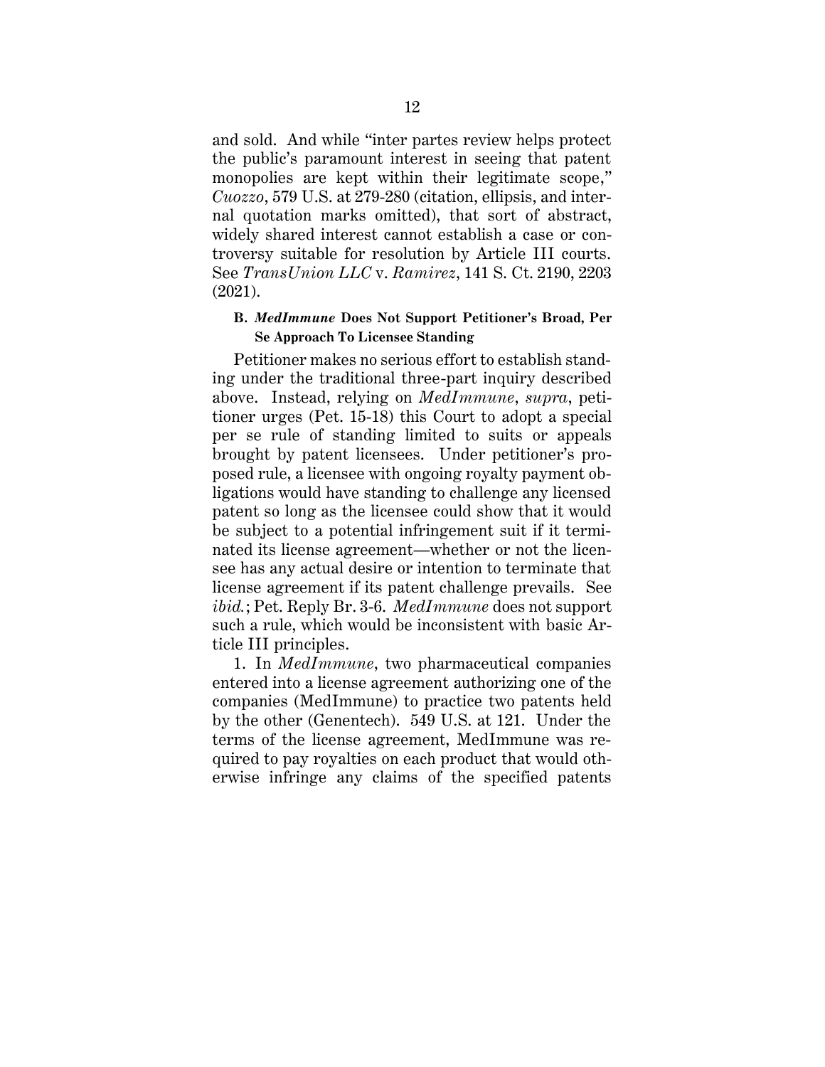and sold. And while "inter partes review helps protect the public's paramount interest in seeing that patent monopolies are kept within their legitimate scope," *Cuozzo*, 579 U.S. at 279-280 (citation, ellipsis, and internal quotation marks omitted), that sort of abstract, widely shared interest cannot establish a case or controversy suitable for resolution by Article III courts. See *TransUnion LLC* v. *Ramirez*, 141 S. Ct. 2190, 2203 (2021).

### B. *MedImmune* Does Not Support Petitioner's Broad, Per Se Approach To Licensee Standing

Petitioner makes no serious effort to establish standing under the traditional three-part inquiry described above. Instead, relying on *MedImmune*, *supra*, petitioner urges (Pet. 15-18) this Court to adopt a special per se rule of standing limited to suits or appeals brought by patent licensees. Under petitioner's proposed rule, a licensee with ongoing royalty payment obligations would have standing to challenge any licensed patent so long as the licensee could show that it would be subject to a potential infringement suit if it terminated its license agreement—whether or not the licensee has any actual desire or intention to terminate that license agreement if its patent challenge prevails. See *ibid.*; Pet. Reply Br. 3-6. *MedImmune* does not support such a rule, which would be inconsistent with basic Article III principles.

1. In *MedImmune*, two pharmaceutical companies entered into a license agreement authorizing one of the companies (MedImmune) to practice two patents held by the other (Genentech). 549 U.S. at 121. Under the terms of the license agreement, MedImmune was required to pay royalties on each product that would otherwise infringe any claims of the specified patents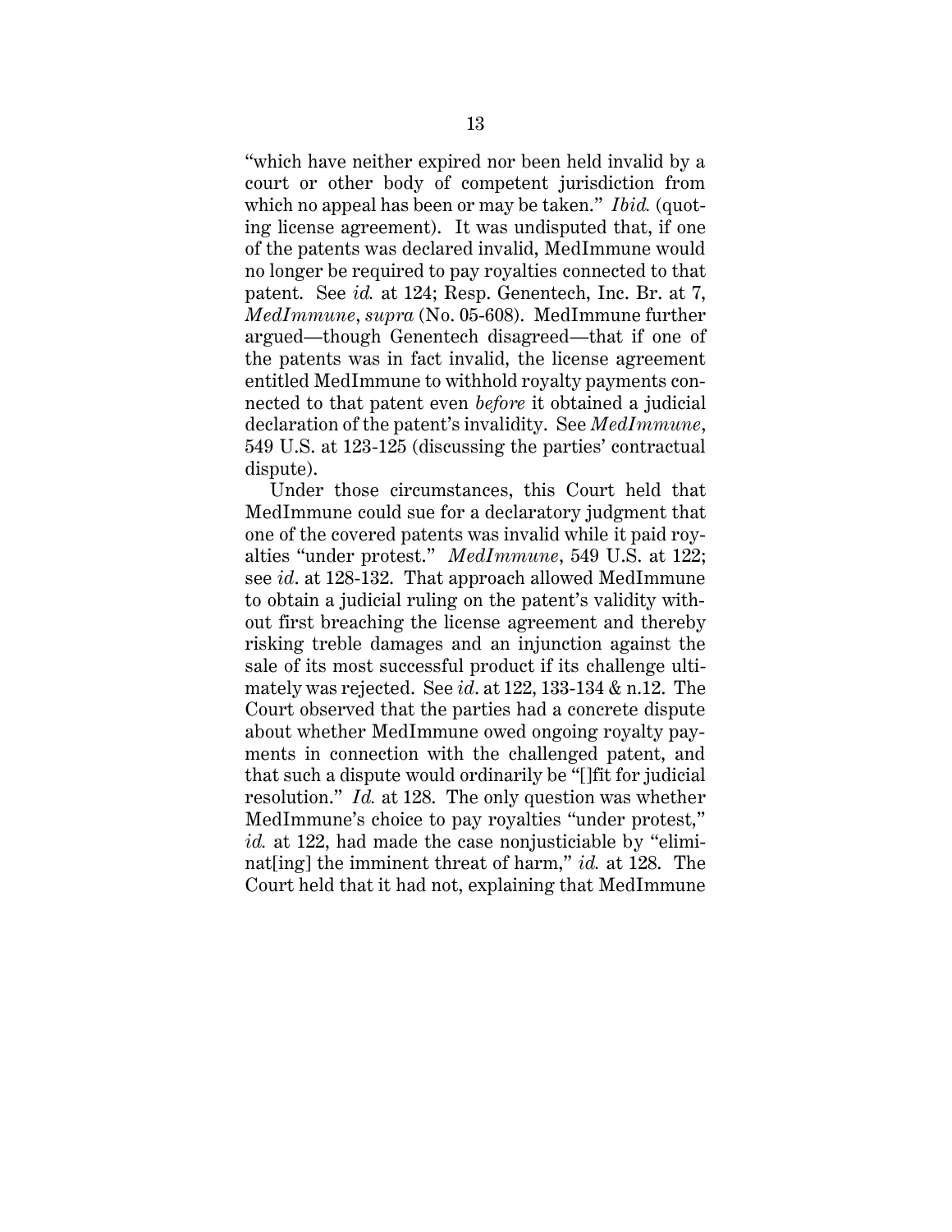"which have neither expired nor been held invalid by a court or other body of competent jurisdiction from which no appeal has been or may be taken." *Ibid.* (quoting license agreement). It was undisputed that, if one of the patents was declared invalid, MedImmune would no longer be required to pay royalties connected to that patent. See *id.* at 124; Resp. Genentech, Inc. Br. at 7, *MedImmune*, *supra* (No. 05-608). MedImmune further argued—though Genentech disagreed—that if one of the patents was in fact invalid, the license agreement entitled MedImmune to withhold royalty payments connected to that patent even *before* it obtained a judicial declaration of the patent's invalidity. See *MedImmune*, 549 U.S. at 123-125 (discussing the parties' contractual dispute).

Under those circumstances, this Court held that MedImmune could sue for a declaratory judgment that one of the covered patents was invalid while it paid royalties "under protest." *MedImmune*, 549 U.S. at 122; see *id*. at 128-132. That approach allowed MedImmune to obtain a judicial ruling on the patent's validity without first breaching the license agreement and thereby risking treble damages and an injunction against the sale of its most successful product if its challenge ultimately was rejected. See *id*. at 122, 133-134 & n.12. The Court observed that the parties had a concrete dispute about whether MedImmune owed ongoing royalty payments in connection with the challenged patent, and that such a dispute would ordinarily be "[]fit for judicial resolution." *Id.* at 128. The only question was whether MedImmune's choice to pay royalties "under protest," *id.* at 122, had made the case nonjusticiable by "eliminat[ing] the imminent threat of harm," *id.* at 128. The Court held that it had not, explaining that MedImmune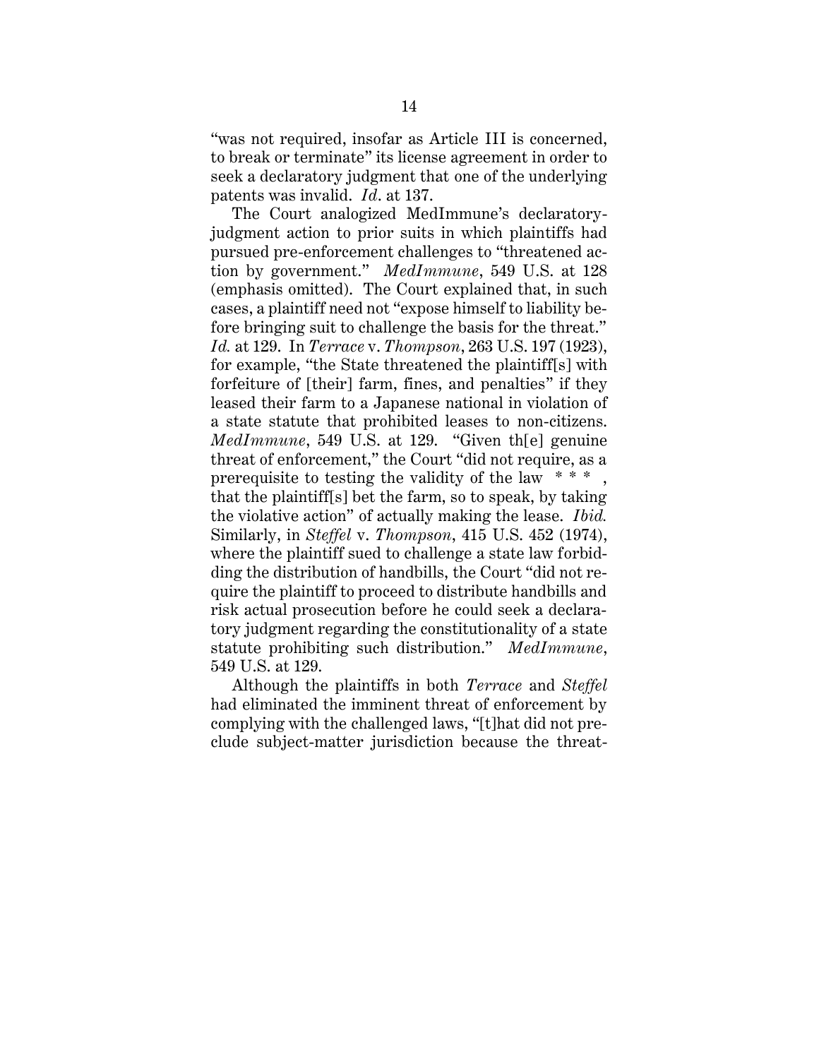"was not required, insofar as Article III is concerned, to break or terminate" its license agreement in order to seek a declaratory judgment that one of the underlying patents was invalid. *Id*. at 137.

The Court analogized MedImmune's declaratory-judgment action to prior suits in which plaintiffs had pursued pre-enforcement challenges to "threatened action by government." *MedImmune*, 549 U.S. at 128 (emphasis omitted). The Court explained that, in such cases, a plaintiff need not "expose himself to liability before bringing suit to challenge the basis for the threat." *Id.* at 129. In *Terrace* v. *Thompson*, 263 U.S. 197 (1923), for example, "the State threatened the plaintiff[s] with forfeiture of [their] farm, fines, and penalties" if they leased their farm to a Japanese national in violation of a state statute that prohibited leases to non-citizens. *MedImmune*, 549 U.S. at 129. "Given th[e] genuine threat of enforcement," the Court "did not require, as a prerequisite to testing the validity of the law * * * , that the plaintiff[s] bet the farm, so to speak, by taking the violative action" of actually making the lease. *Ibid.* Similarly, in *Steffel* v. *Thompson*, 415 U.S. 452 (1974), where the plaintiff sued to challenge a state law forbidding the distribution of handbills, the Court "did not require the plaintiff to proceed to distribute handbills and risk actual prosecution before he could seek a declaratory judgment regarding the constitutionality of a state statute prohibiting such distribution." *MedImmune*, 549 U.S. at 129.

Although the plaintiffs in both *Terrace* and *Steffel* had eliminated the imminent threat of enforcement by complying with the challenged laws, "[t]hat did not preclude subject-matter jurisdiction because the threat-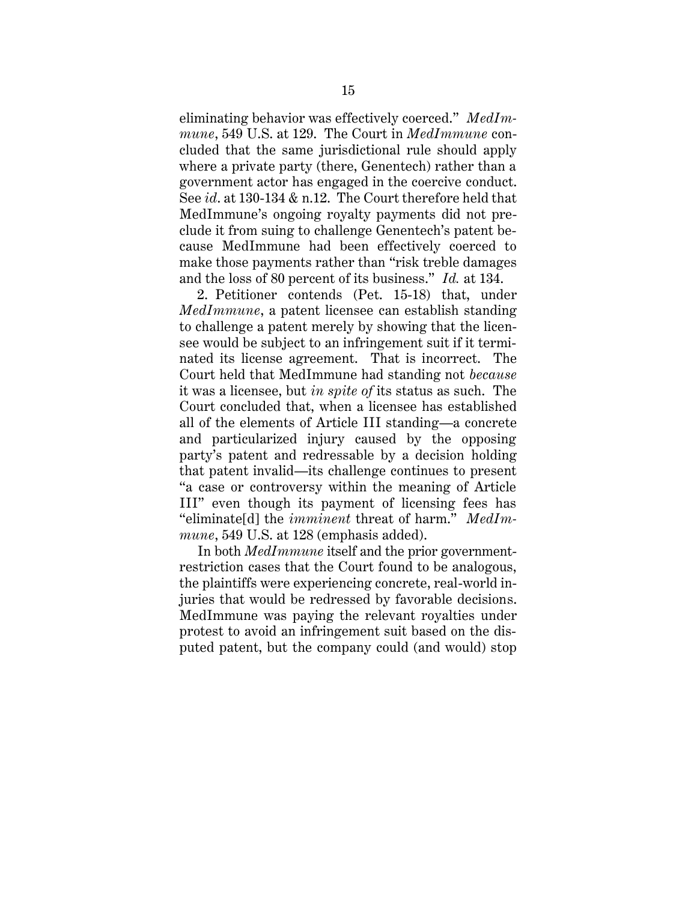eliminating behavior was effectively coerced." *MedImmune*, 549 U.S. at 129. The Court in *MedImmune* concluded that the same jurisdictional rule should apply where a private party (there, Genentech) rather than a government actor has engaged in the coercive conduct. See *id*. at 130-134 & n.12. The Court therefore held that MedImmune's ongoing royalty payments did not preclude it from suing to challenge Genentech's patent because MedImmune had been effectively coerced to make those payments rather than "risk treble damages and the loss of 80 percent of its business." *Id.* at 134.

2. Petitioner contends (Pet. 15-18) that, under *MedImmune*, a patent licensee can establish standing to challenge a patent merely by showing that the licensee would be subject to an infringement suit if it terminated its license agreement. That is incorrect. The Court held that MedImmune had standing not *because* it was a licensee, but *in spite of* its status as such. The Court concluded that, when a licensee has established all of the elements of Article III standing—a concrete and particularized injury caused by the opposing party's patent and redressable by a decision holding that patent invalid—its challenge continues to present "a case or controversy within the meaning of Article III" even though its payment of licensing fees has "eliminate[d] the *imminent* threat of harm." *MedImmune*, 549 U.S. at 128 (emphasis added).

In both *MedImmune* itself and the prior government-restriction cases that the Court found to be analogous, the plaintiffs were experiencing concrete, real-world injuries that would be redressed by favorable decisions. MedImmune was paying the relevant royalties under protest to avoid an infringement suit based on the disputed patent, but the company could (and would) stop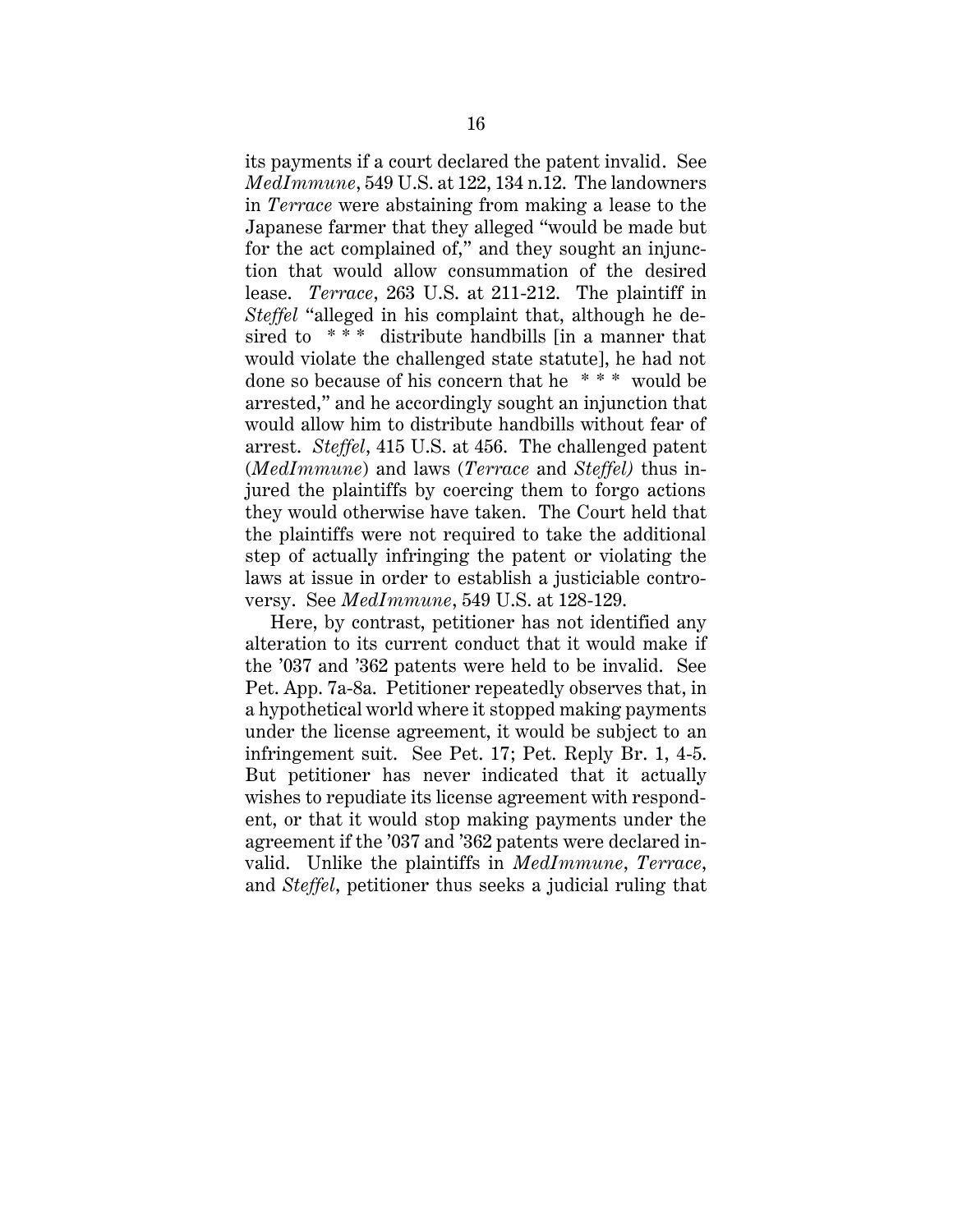its payments if a court declared the patent invalid. See *MedImmune*, 549 U.S. at 122, 134 n.12. The landowners in *Terrace* were abstaining from making a lease to the Japanese farmer that they alleged "would be made but for the act complained of," and they sought an injunction that would allow consummation of the desired lease. *Terrace*, 263 U.S. at 211-212. The plaintiff in *Steffel* "alleged in his complaint that, although he desired to * * * distribute handbills [in a manner that would violate the challenged state statute], he had not done so because of his concern that he * * * would be arrested," and he accordingly sought an injunction that would allow him to distribute handbills without fear of arrest. *Steffel*, 415 U.S. at 456. The challenged patent (*MedImmune*) and laws (*Terrace* and *Steffel)* thus injured the plaintiffs by coercing them to forgo actions they would otherwise have taken. The Court held that the plaintiffs were not required to take the additional step of actually infringing the patent or violating the laws at issue in order to establish a justiciable controversy. See *MedImmune*, 549 U.S. at 128-129.

Here, by contrast, petitioner has not identified any alteration to its current conduct that it would make if the '037 and '362 patents were held to be invalid. See Pet. App. 7a-8a. Petitioner repeatedly observes that, in a hypothetical world where it stopped making payments under the license agreement, it would be subject to an infringement suit. See Pet. 17; Pet. Reply Br. 1, 4-5. But petitioner has never indicated that it actually wishes to repudiate its license agreement with respondent, or that it would stop making payments under the agreement if the '037 and '362 patents were declared invalid. Unlike the plaintiffs in *MedImmune*, *Terrace*, and *Steffel*, petitioner thus seeks a judicial ruling that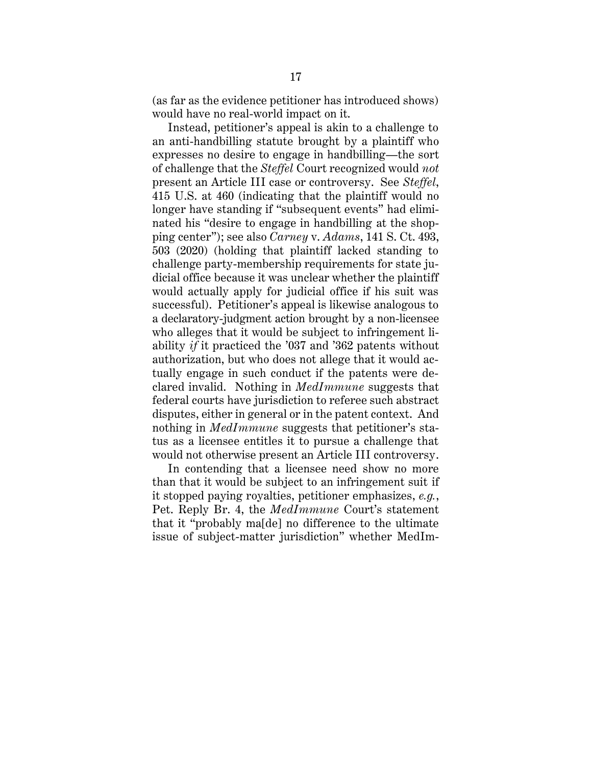(as far as the evidence petitioner has introduced shows) would have no real-world impact on it.

Instead, petitioner's appeal is akin to a challenge to an anti-handbilling statute brought by a plaintiff who expresses no desire to engage in handbilling—the sort of challenge that the *Steffel* Court recognized would *not* present an Article III case or controversy. See *Steffel*, 415 U.S. at 460 (indicating that the plaintiff would no longer have standing if "subsequent events" had eliminated his "desire to engage in handbilling at the shopping center"); see also *Carney* v. *Adams*, 141 S. Ct. 493, 503 (2020) (holding that plaintiff lacked standing to challenge party-membership requirements for state judicial office because it was unclear whether the plaintiff would actually apply for judicial office if his suit was successful). Petitioner's appeal is likewise analogous to a declaratory-judgment action brought by a non-licensee who alleges that it would be subject to infringement liability *if* it practiced the '037 and '362 patents without authorization, but who does not allege that it would actually engage in such conduct if the patents were declared invalid. Nothing in *MedImmune* suggests that federal courts have jurisdiction to referee such abstract disputes, either in general or in the patent context. And nothing in *MedImmune* suggests that petitioner's status as a licensee entitles it to pursue a challenge that would not otherwise present an Article III controversy.

In contending that a licensee need show no more than that it would be subject to an infringement suit if it stopped paying royalties, petitioner emphasizes, *e.g.*, Pet. Reply Br. 4, the *MedImmune* Court's statement that it "probably ma[de] no difference to the ultimate issue of subject-matter jurisdiction" whether MedIm-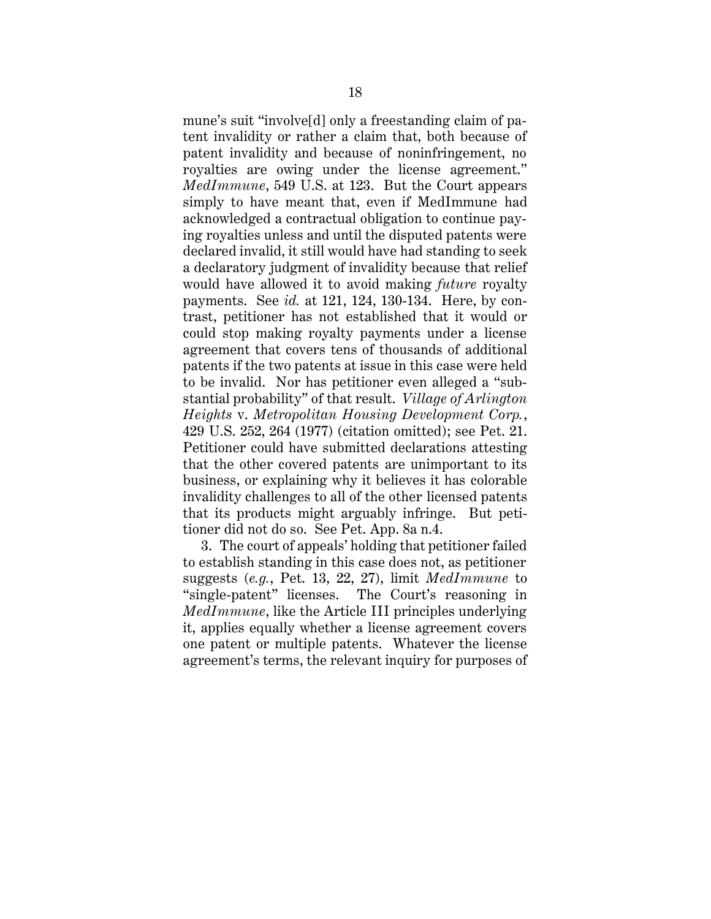mune's suit "involve[d] only a freestanding claim of patent invalidity or rather a claim that, both because of patent invalidity and because of noninfringement, no royalties are owing under the license agreement." *MedImmune*, 549 U.S. at 123. But the Court appears simply to have meant that, even if MedImmune had acknowledged a contractual obligation to continue paying royalties unless and until the disputed patents were declared invalid, it still would have had standing to seek a declaratory judgment of invalidity because that relief would have allowed it to avoid making *future* royalty payments. See *id.* at 121, 124, 130-134. Here, by contrast, petitioner has not established that it would or could stop making royalty payments under a license agreement that covers tens of thousands of additional patents if the two patents at issue in this case were held to be invalid. Nor has petitioner even alleged a "substantial probability" of that result. *Village of Arlington Heights* v. *Metropolitan Housing Development Corp.*, 429 U.S. 252, 264 (1977) (citation omitted); see Pet. 21. Petitioner could have submitted declarations attesting that the other covered patents are unimportant to its business, or explaining why it believes it has colorable invalidity challenges to all of the other licensed patents that its products might arguably infringe. But petitioner did not do so. See Pet. App. 8a n.4.

3. The court of appeals' holding that petitioner failed to establish standing in this case does not, as petitioner suggests (*e.g.*, Pet. 13, 22, 27), limit *MedImmune* to "single-patent" licenses. The Court's reasoning in *MedImmune*, like the Article III principles underlying it, applies equally whether a license agreement covers one patent or multiple patents. Whatever the license agreement's terms, the relevant inquiry for purposes of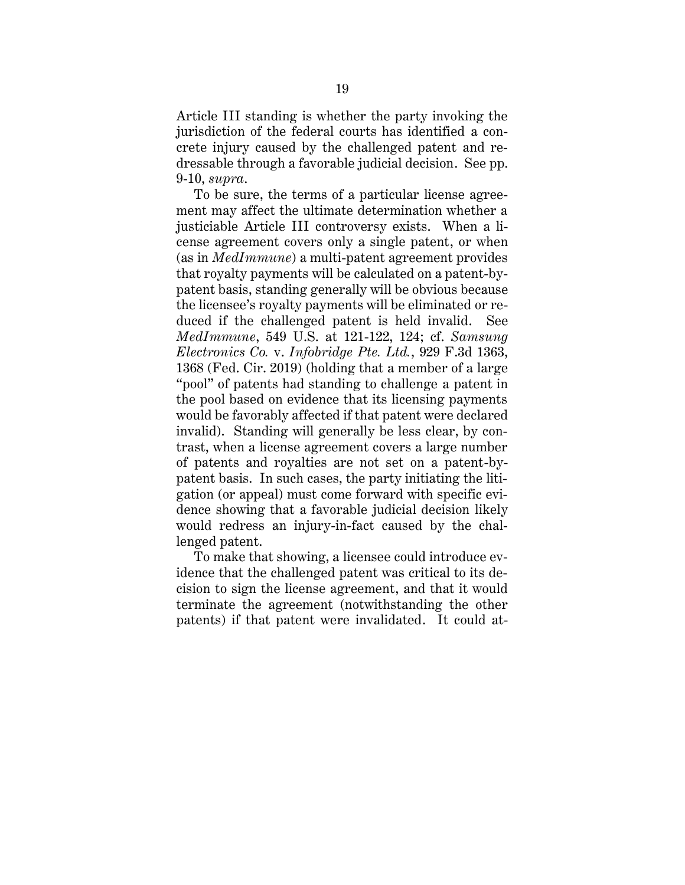Article III standing is whether the party invoking the jurisdiction of the federal courts has identified a concrete injury caused by the challenged patent and redressable through a favorable judicial decision. See pp. 9-10, *supra*.

To be sure, the terms of a particular license agreement may affect the ultimate determination whether a justiciable Article III controversy exists. When a license agreement covers only a single patent, or when (as in *MedImmune*) a multi-patent agreement provides that royalty payments will be calculated on a patent-by-patent basis, standing generally will be obvious because the licensee's royalty payments will be eliminated or reduced if the challenged patent is held invalid. See *MedImmune*, 549 U.S. at 121-122, 124; cf. *Samsung Electronics Co.* v. *Infobridge Pte. Ltd.*, 929 F.3d 1363, 1368 (Fed. Cir. 2019) (holding that a member of a large "pool" of patents had standing to challenge a patent in the pool based on evidence that its licensing payments would be favorably affected if that patent were declared invalid). Standing will generally be less clear, by contrast, when a license agreement covers a large number of patents and royalties are not set on a patent-by-patent basis. In such cases, the party initiating the litigation (or appeal) must come forward with specific evidence showing that a favorable judicial decision likely would redress an injury-in-fact caused by the challenged patent.

To make that showing, a licensee could introduce evidence that the challenged patent was critical to its decision to sign the license agreement, and that it would terminate the agreement (notwithstanding the other patents) if that patent were invalidated. It could at-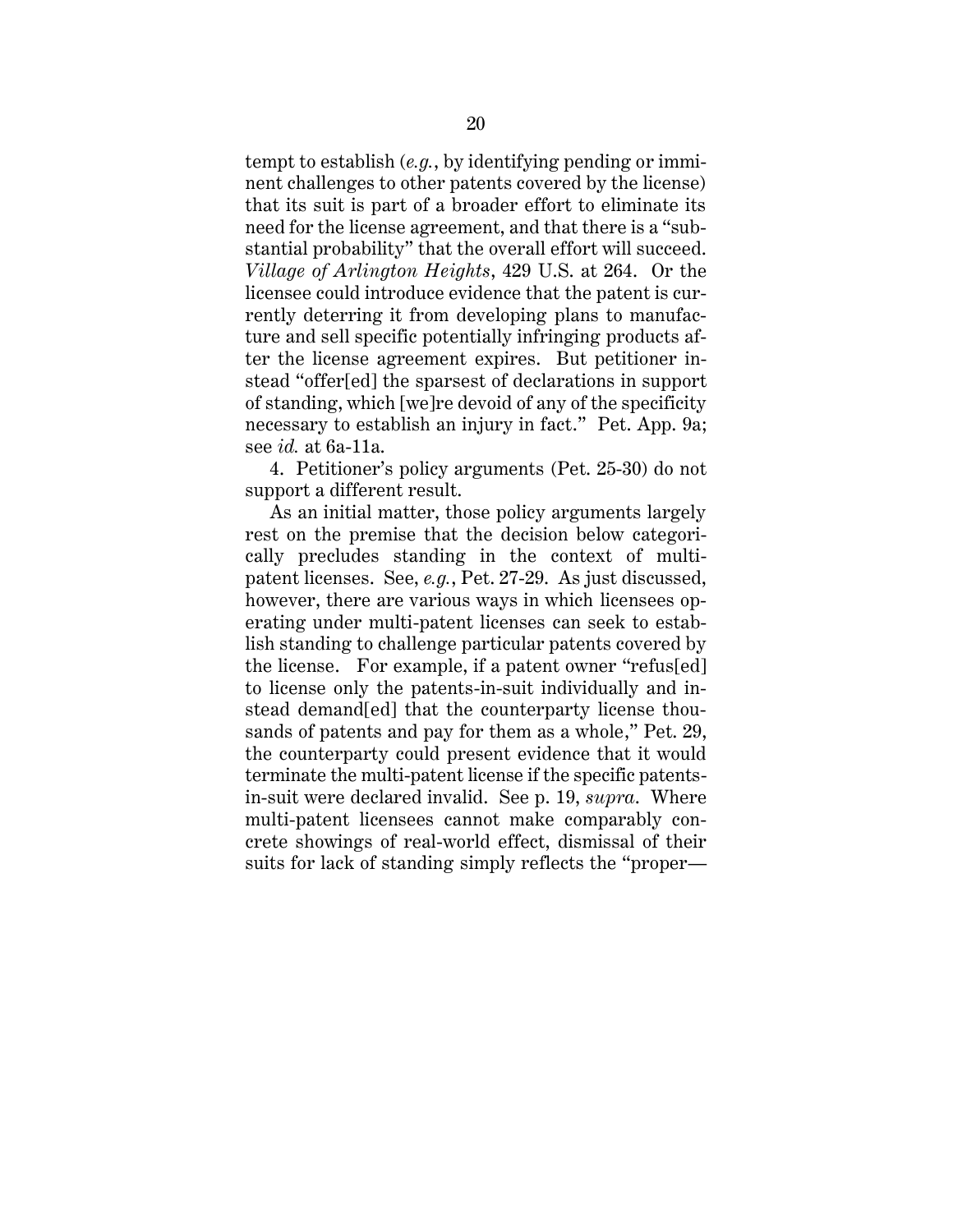tempt to establish (*e.g.*, by identifying pending or imminent challenges to other patents covered by the license) that its suit is part of a broader effort to eliminate its need for the license agreement, and that there is a "substantial probability" that the overall effort will succeed. *Village of Arlington Heights*, 429 U.S. at 264. Or the licensee could introduce evidence that the patent is currently deterring it from developing plans to manufacture and sell specific potentially infringing products after the license agreement expires. But petitioner instead "offer[ed] the sparsest of declarations in support of standing, which [we]re devoid of any of the specificity necessary to establish an injury in fact." Pet. App. 9a; see *id.* at 6a-11a.

4. Petitioner's policy arguments (Pet. 25-30) do not support a different result.

As an initial matter, those policy arguments largely rest on the premise that the decision below categorically precludes standing in the context of multi-patent licenses. See, *e.g.*, Pet. 27-29. As just discussed, however, there are various ways in which licensees operating under multi-patent licenses can seek to establish standing to challenge particular patents covered by the license. For example, if a patent owner "refus[ed] to license only the patents-in-suit individually and instead demand[ed] that the counterparty license thousands of patents and pay for them as a whole," Pet. 29, the counterparty could present evidence that it would terminate the multi-patent license if the specific patents-in-suit were declared invalid. See p. 19, *supra*. Where multi-patent licensees cannot make comparably concrete showings of real-world effect, dismissal of their suits for lack of standing simply reflects the "proper—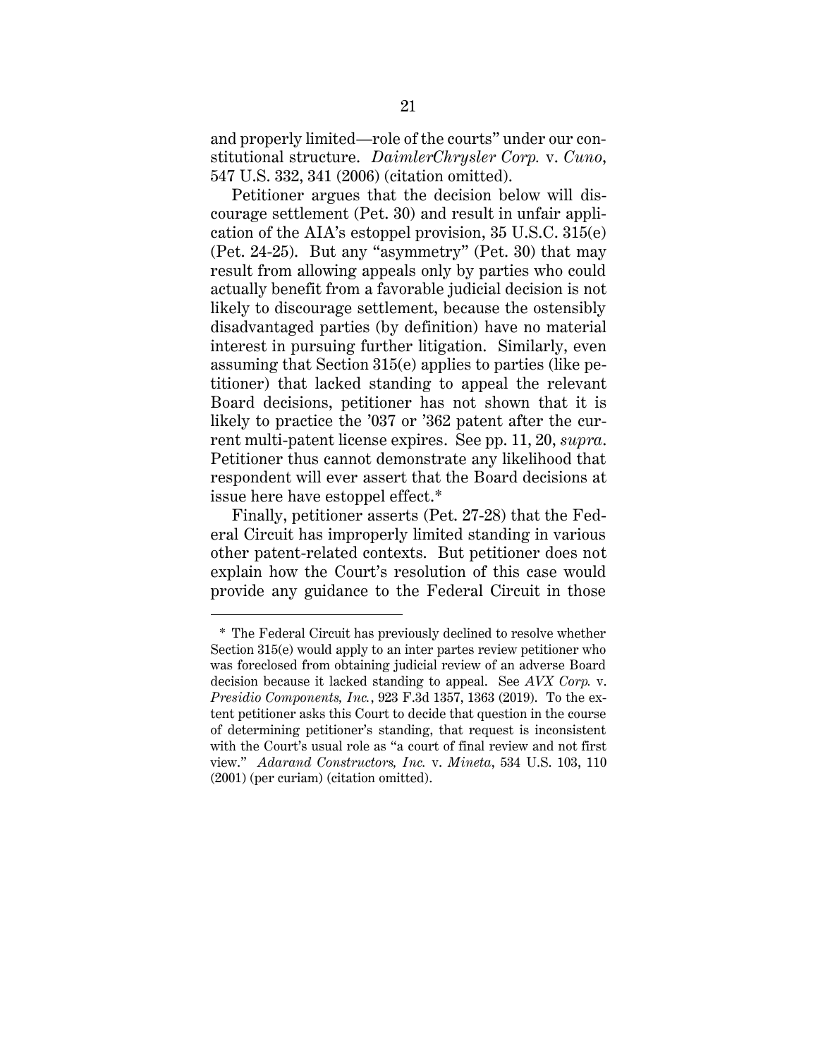and properly limited—role of the courts" under our constitutional structure. *DaimlerChrysler Corp.* v. *Cuno*, 547 U.S. 332, 341 (2006) (citation omitted).

Petitioner argues that the decision below will discourage settlement (Pet. 30) and result in unfair application of the AIA's estoppel provision, 35 U.S.C. 315(e) (Pet. 24-25). But any "asymmetry" (Pet. 30) that may result from allowing appeals only by parties who could actually benefit from a favorable judicial decision is not likely to discourage settlement, because the ostensibly disadvantaged parties (by definition) have no material interest in pursuing further litigation. Similarly, even assuming that Section 315(e) applies to parties (like petitioner) that lacked standing to appeal the relevant Board decisions, petitioner has not shown that it is likely to practice the '037 or '362 patent after the current multi-patent license expires. See pp. 11, 20, *supra*. Petitioner thus cannot demonstrate any likelihood that respondent will ever assert that the Board decisions at issue here have estoppel effect.*

Finally, petitioner asserts (Pet. 27-28) that the Federal Circuit has improperly limited standing in various other patent-related contexts. But petitioner does not explain how the Court's resolution of this case would provide any guidance to the Federal Circuit in those

---

\* The Federal Circuit has previously declined to resolve whether Section 315(e) would apply to an inter partes review petitioner who was foreclosed from obtaining judicial review of an adverse Board decision because it lacked standing to appeal. See *AVX Corp.* v. *Presidio Components, Inc.*, 923 F.3d 1357, 1363 (2019). To the extent petitioner asks this Court to decide that question in the course of determining petitioner's standing, that request is inconsistent with the Court's usual role as "a court of final review and not first view." *Adarand Constructors, Inc.* v. *Mineta*, 534 U.S. 103, 110 (2001) (per curiam) (citation omitted).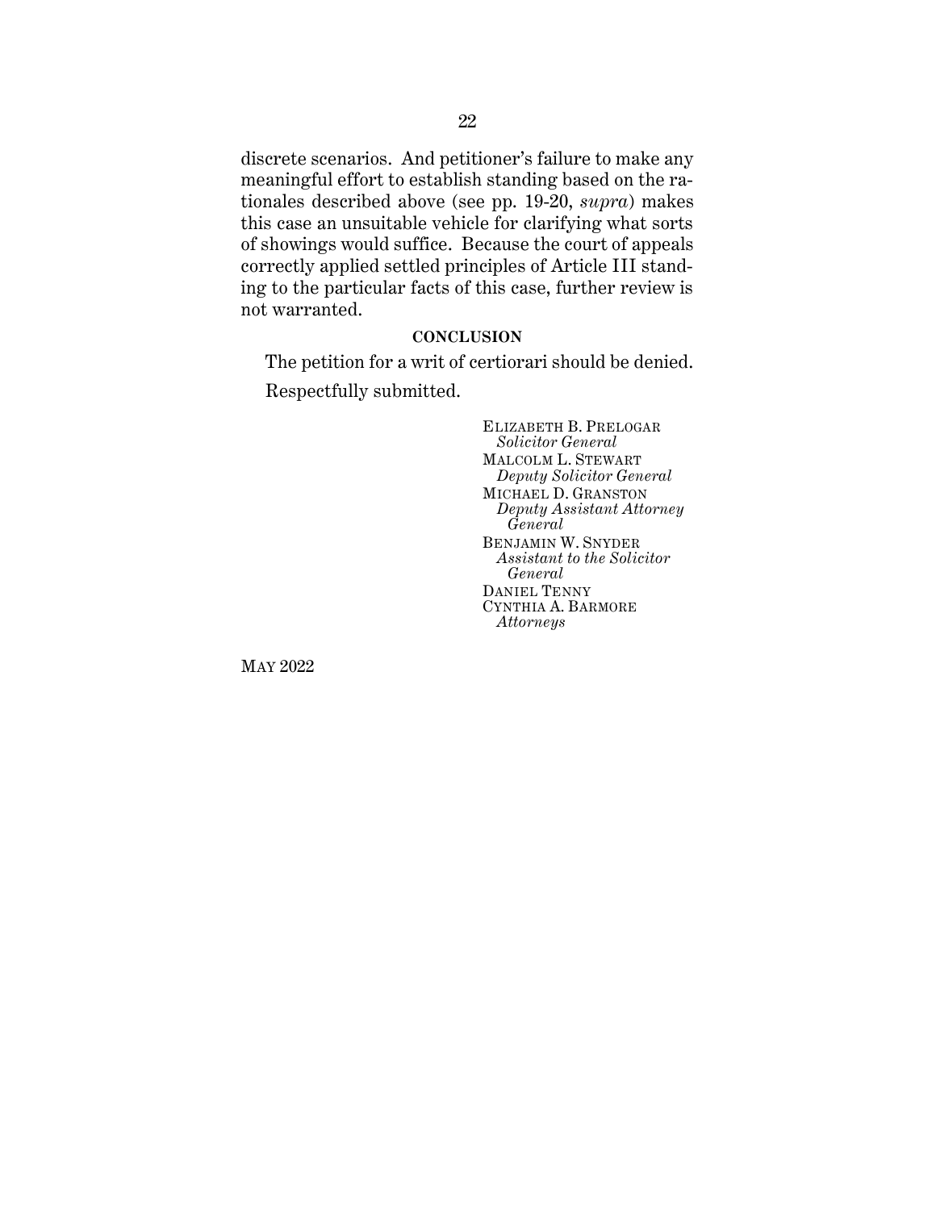discrete scenarios. And petitioner's failure to make any meaningful effort to establish standing based on the rationales described above (see pp. 19-20, *supra*) makes this case an unsuitable vehicle for clarifying what sorts of showings would suffice. Because the court of appeals correctly applied settled principles of Article III standing to the particular facts of this case, further review is not warranted.

## CONCLUSION

The petition for a writ of certiorari should be denied.

Respectfully submitted.

ELIZABETH B. PRELOGAR
*Solicitor General*
MALCOLM L. STEWART
*Deputy Solicitor General*
MICHAEL D. GRANSTON
*Deputy Assistant Attorney General*
BENJAMIN W. SNYDER
*Assistant to the Solicitor General*
DANIEL TENNY
CYNTHIA A. BARMORE
*Attorneys*

MAY 2022